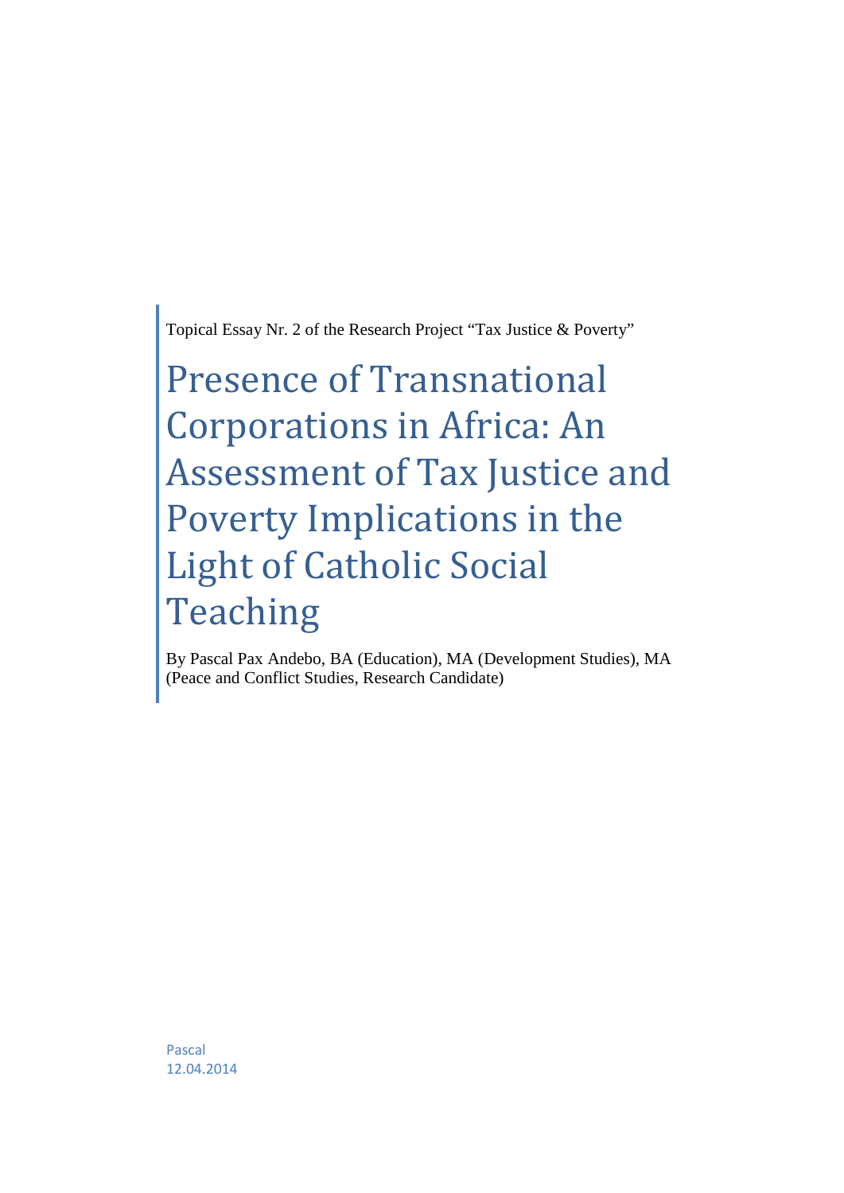Topical Essay Nr. 2 of the Research Project “Tax Justice & Poverty”

# Presence of Transnational Corporations in Africa: An Assessment of Tax Justice and Poverty Implications in the Light of Catholic Social Teaching

By Pascal Pax Andebo, BA (Education), MA (Development Studies), MA (Peace and Conflict Studies, Research Candidate)

Pascal
12.04.2014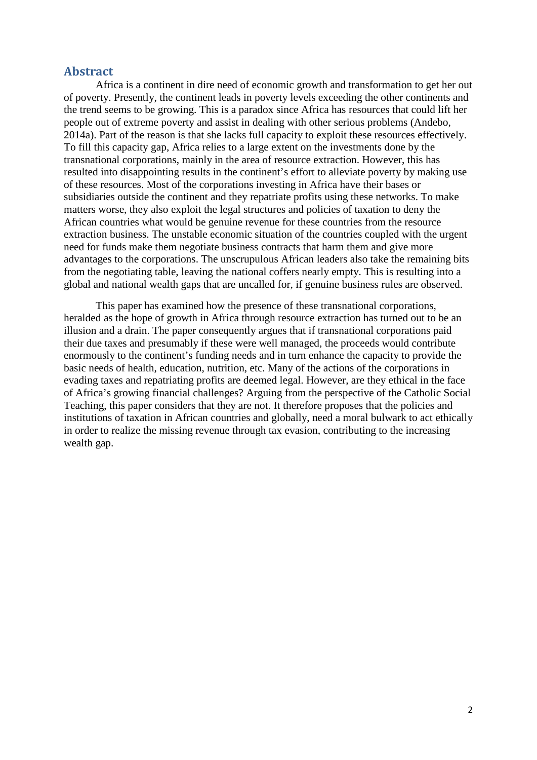## Abstract

Africa is a continent in dire need of economic growth and transformation to get her out of poverty. Presently, the continent leads in poverty levels exceeding the other continents and the trend seems to be growing. This is a paradox since Africa has resources that could lift her people out of extreme poverty and assist in dealing with other serious problems (Andebo, 2014a). Part of the reason is that she lacks full capacity to exploit these resources effectively. To fill this capacity gap, Africa relies to a large extent on the investments done by the transnational corporations, mainly in the area of resource extraction. However, this has resulted into disappointing results in the continent's effort to alleviate poverty by making use of these resources. Most of the corporations investing in Africa have their bases or subsidiaries outside the continent and they repatriate profits using these networks. To make matters worse, they also exploit the legal structures and policies of taxation to deny the African countries what would be genuine revenue for these countries from the resource extraction business. The unstable economic situation of the countries coupled with the urgent need for funds make them negotiate business contracts that harm them and give more advantages to the corporations. The unscrupulous African leaders also take the remaining bits from the negotiating table, leaving the national coffers nearly empty. This is resulting into a global and national wealth gaps that are uncalled for, if genuine business rules are observed.

This paper has examined how the presence of these transnational corporations, heralded as the hope of growth in Africa through resource extraction has turned out to be an illusion and a drain. The paper consequently argues that if transnational corporations paid their due taxes and presumably if these were well managed, the proceeds would contribute enormously to the continent's funding needs and in turn enhance the capacity to provide the basic needs of health, education, nutrition, etc. Many of the actions of the corporations in evading taxes and repatriating profits are deemed legal. However, are they ethical in the face of Africa's growing financial challenges? Arguing from the perspective of the Catholic Social Teaching, this paper considers that they are not. It therefore proposes that the policies and institutions of taxation in African countries and globally, need a moral bulwark to act ethically in order to realize the missing revenue through tax evasion, contributing to the increasing wealth gap.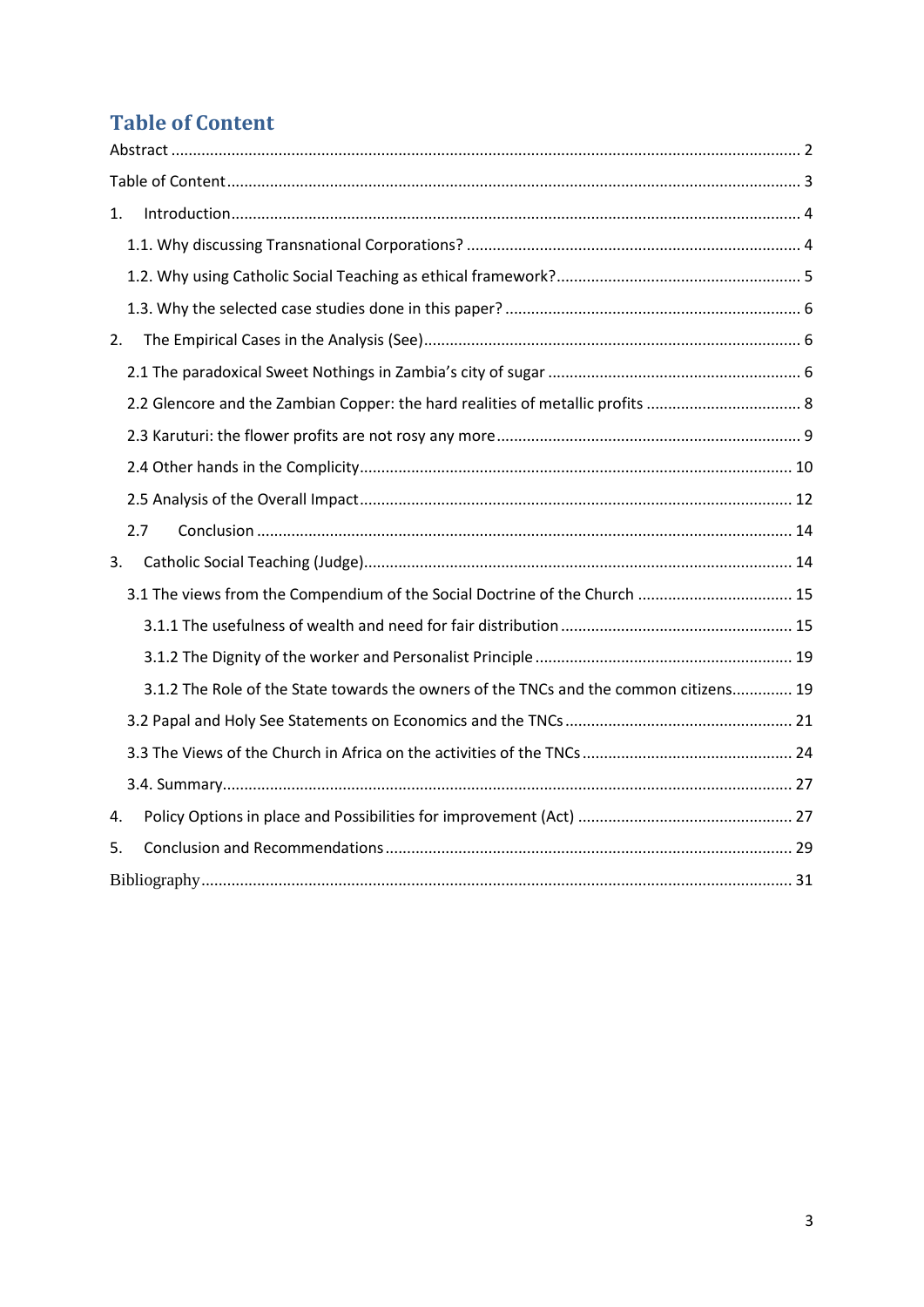# Table of Content

Abstract ........................................................................................................................................ 2

Table of Content ........................................................................................................................... 3

1. Introduction ............................................................................................................................. 4

   1.1. Why discussing Transnational Corporations? ..................................................................... 4

   1.2. Why using Catholic Social Teaching as ethical framework? ................................................. 5

   1.3. Why the selected case studies done in this paper? ............................................................ 6

2. The Empirical Cases in the Analysis (See) .............................................................................. 6

   2.1 The paradoxical Sweet Nothings in Zambia's city of sugar .................................................. 6

   2.2 Glencore and the Zambian Copper: the hard realities of metallic profits ............................ 8

   2.3 Karuturi: the flower profits are not rosy any more .............................................................. 9

   2.4 Other hands in the Complicity ............................................................................................ 10

   2.5 Analysis of the Overall Impact ............................................................................................ 12

   2.7 Conclusion .......................................................................................................................... 14

3. Catholic Social Teaching (Judge) ........................................................................................... 14

   3.1 The views from the Compendium of the Social Doctrine of the Church ............................ 15

      3.1.1 The usefulness of wealth and need for fair distribution ............................................. 15

      3.1.2 The Dignity of the worker and Personalist Principle ................................................... 19

      3.1.2 The Role of the State towards the owners of the TNCs and the common citizens ...... 19

   3.2 Papal and Holy See Statements on Economics and the TNCs ............................................. 21

   3.3 The Views of the Church in Africa on the activities of the TNCs ........................................ 24

   3.4. Summary ............................................................................................................................ 27

4. Policy Options in place and Possibilities for improvement (Act) ......................................... 27

5. Conclusion and Recommendations ........................................................................................ 29

Bibliography ................................................................................................................................ 31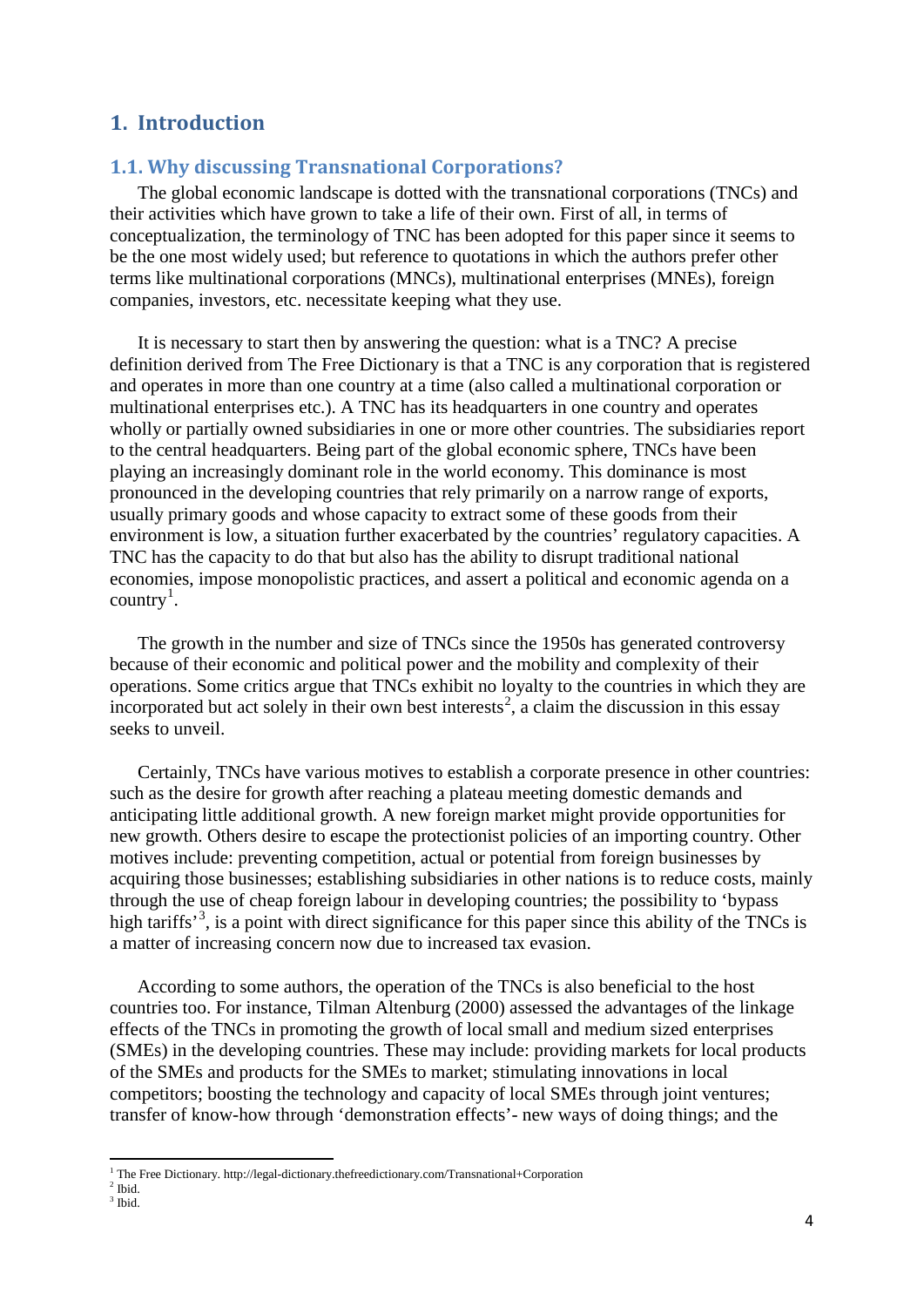# 1. Introduction

## 1.1. Why discussing Transnational Corporations?

The global economic landscape is dotted with the transnational corporations (TNCs) and their activities which have grown to take a life of their own. First of all, in terms of conceptualization, the terminology of TNC has been adopted for this paper since it seems to be the one most widely used; but reference to quotations in which the authors prefer other terms like multinational corporations (MNCs), multinational enterprises (MNEs), foreign companies, investors, etc. necessitate keeping what they use.

It is necessary to start then by answering the question: what is a TNC? A precise definition derived from The Free Dictionary is that a TNC is any corporation that is registered and operates in more than one country at a time (also called a multinational corporation or multinational enterprises etc.). A TNC has its headquarters in one country and operates wholly or partially owned subsidiaries in one or more other countries. The subsidiaries report to the central headquarters. Being part of the global economic sphere, TNCs have been playing an increasingly dominant role in the world economy. This dominance is most pronounced in the developing countries that rely primarily on a narrow range of exports, usually primary goods and whose capacity to extract some of these goods from their environment is low, a situation further exacerbated by the countries' regulatory capacities. A TNC has the capacity to do that but also has the ability to disrupt traditional national economies, impose monopolistic practices, and assert a political and economic agenda on a country[1].

The growth in the number and size of TNCs since the 1950s has generated controversy because of their economic and political power and the mobility and complexity of their operations. Some critics argue that TNCs exhibit no loyalty to the countries in which they are incorporated but act solely in their own best interests[2], a claim the discussion in this essay seeks to unveil.

Certainly, TNCs have various motives to establish a corporate presence in other countries: such as the desire for growth after reaching a plateau meeting domestic demands and anticipating little additional growth. A new foreign market might provide opportunities for new growth. Others desire to escape the protectionist policies of an importing country. Other motives include: preventing competition, actual or potential from foreign businesses by acquiring those businesses; establishing subsidiaries in other nations is to reduce costs, mainly through the use of cheap foreign labour in developing countries; the possibility to 'bypass high tariffs'[3], is a point with direct significance for this paper since this ability of the TNCs is a matter of increasing concern now due to increased tax evasion.

According to some authors, the operation of the TNCs is also beneficial to the host countries too. For instance, Tilman Altenburg (2000) assessed the advantages of the linkage effects of the TNCs in promoting the growth of local small and medium sized enterprises (SMEs) in the developing countries. These may include: providing markets for local products of the SMEs and products for the SMEs to market; stimulating innovations in local competitors; boosting the technology and capacity of local SMEs through joint ventures; transfer of know-how through 'demonstration effects'- new ways of doing things; and the

---

[1] The Free Dictionary. http://legal-dictionary.thefreedictionary.com/Transnational+Corporation
[2] Ibid.
[3] Ibid.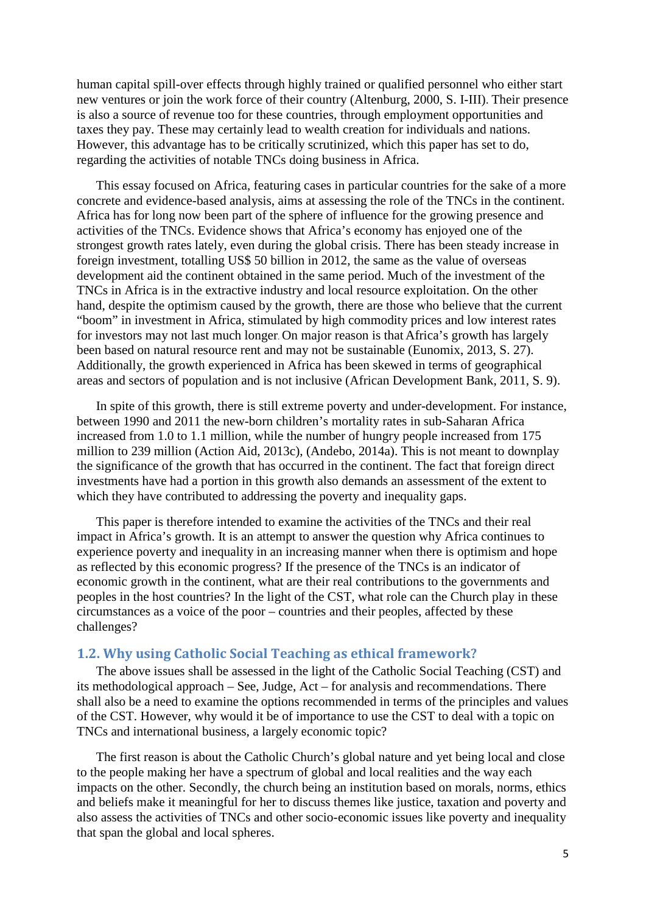human capital spill-over effects through highly trained or qualified personnel who either start new ventures or join the work force of their country (Altenburg, 2000, S. I-III). Their presence is also a source of revenue too for these countries, through employment opportunities and taxes they pay. These may certainly lead to wealth creation for individuals and nations. However, this advantage has to be critically scrutinized, which this paper has set to do, regarding the activities of notable TNCs doing business in Africa.

This essay focused on Africa, featuring cases in particular countries for the sake of a more concrete and evidence-based analysis, aims at assessing the role of the TNCs in the continent. Africa has for long now been part of the sphere of influence for the growing presence and activities of the TNCs. Evidence shows that Africa's economy has enjoyed one of the strongest growth rates lately, even during the global crisis. There has been steady increase in foreign investment, totalling US$ 50 billion in 2012, the same as the value of overseas development aid the continent obtained in the same period. Much of the investment of the TNCs in Africa is in the extractive industry and local resource exploitation. On the other hand, despite the optimism caused by the growth, there are those who believe that the current "boom" in investment in Africa, stimulated by high commodity prices and low interest rates for investors may not last much longer. On major reason is that Africa's growth has largely been based on natural resource rent and may not be sustainable (Eunomix, 2013, S. 27). Additionally, the growth experienced in Africa has been skewed in terms of geographical areas and sectors of population and is not inclusive (African Development Bank, 2011, S. 9).

In spite of this growth, there is still extreme poverty and under-development. For instance, between 1990 and 2011 the new-born children's mortality rates in sub-Saharan Africa increased from 1.0 to 1.1 million, while the number of hungry people increased from 175 million to 239 million (Action Aid, 2013c), (Andebo, 2014a). This is not meant to downplay the significance of the growth that has occurred in the continent. The fact that foreign direct investments have had a portion in this growth also demands an assessment of the extent to which they have contributed to addressing the poverty and inequality gaps.

This paper is therefore intended to examine the activities of the TNCs and their real impact in Africa's growth. It is an attempt to answer the question why Africa continues to experience poverty and inequality in an increasing manner when there is optimism and hope as reflected by this economic progress? If the presence of the TNCs is an indicator of economic growth in the continent, what are their real contributions to the governments and peoples in the host countries? In the light of the CST, what role can the Church play in these circumstances as a voice of the poor – countries and their peoples, affected by these challenges?

## 1.2. Why using Catholic Social Teaching as ethical framework?

The above issues shall be assessed in the light of the Catholic Social Teaching (CST) and its methodological approach – See, Judge, Act – for analysis and recommendations. There shall also be a need to examine the options recommended in terms of the principles and values of the CST. However, why would it be of importance to use the CST to deal with a topic on TNCs and international business, a largely economic topic?

The first reason is about the Catholic Church's global nature and yet being local and close to the people making her have a spectrum of global and local realities and the way each impacts on the other. Secondly, the church being an institution based on morals, norms, ethics and beliefs make it meaningful for her to discuss themes like justice, taxation and poverty and also assess the activities of TNCs and other socio-economic issues like poverty and inequality that span the global and local spheres.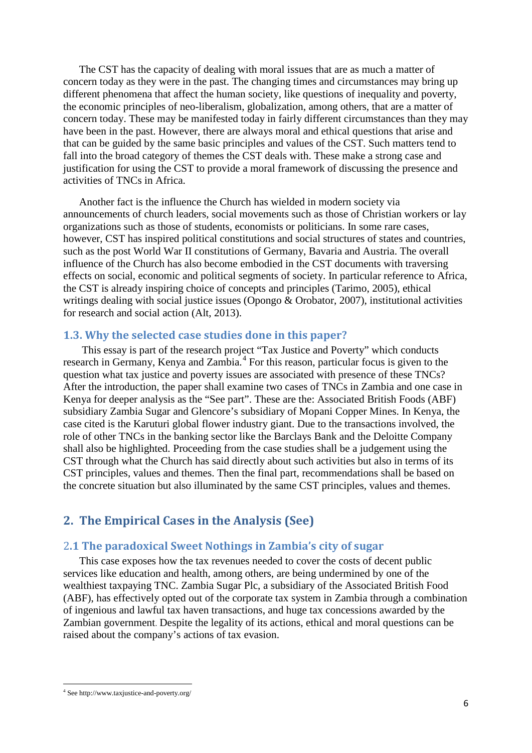The CST has the capacity of dealing with moral issues that are as much a matter of concern today as they were in the past. The changing times and circumstances may bring up different phenomena that affect the human society, like questions of inequality and poverty, the economic principles of neo-liberalism, globalization, among others, that are a matter of concern today. These may be manifested today in fairly different circumstances than they may have been in the past. However, there are always moral and ethical questions that arise and that can be guided by the same basic principles and values of the CST. Such matters tend to fall into the broad category of themes the CST deals with. These make a strong case and justification for using the CST to provide a moral framework of discussing the presence and activities of TNCs in Africa.

Another fact is the influence the Church has wielded in modern society via announcements of church leaders, social movements such as those of Christian workers or lay organizations such as those of students, economists or politicians. In some rare cases, however, CST has inspired political constitutions and social structures of states and countries, such as the post World War II constitutions of Germany, Bavaria and Austria. The overall influence of the Church has also become embodied in the CST documents with traversing effects on social, economic and political segments of society. In particular reference to Africa, the CST is already inspiring choice of concepts and principles (Tarimo, 2005), ethical writings dealing with social justice issues (Opongo & Orobator, 2007), institutional activities for research and social action (Alt, 2013).

### 1.3. Why the selected case studies done in this paper?

This essay is part of the research project "Tax Justice and Poverty" which conducts research in Germany, Kenya and Zambia.[4] For this reason, particular focus is given to the question what tax justice and poverty issues are associated with presence of these TNCs? After the introduction, the paper shall examine two cases of TNCs in Zambia and one case in Kenya for deeper analysis as the "See part". These are the: Associated British Foods (ABF) subsidiary Zambia Sugar and Glencore's subsidiary of Mopani Copper Mines. In Kenya, the case cited is the Karuturi global flower industry giant. Due to the transactions involved, the role of other TNCs in the banking sector like the Barclays Bank and the Deloitte Company shall also be highlighted. Proceeding from the case studies shall be a judgement using the CST through what the Church has said directly about such activities but also in terms of its CST principles, values and themes. Then the final part, recommendations shall be based on the concrete situation but also illuminated by the same CST principles, values and themes.

## 2. The Empirical Cases in the Analysis (See)

### 2.1 The paradoxical Sweet Nothings in Zambia's city of sugar

This case exposes how the tax revenues needed to cover the costs of decent public services like education and health, among others, are being undermined by one of the wealthiest taxpaying TNC. Zambia Sugar Plc, a subsidiary of the Associated British Food (ABF), has effectively opted out of the corporate tax system in Zambia through a combination of ingenious and lawful tax haven transactions, and huge tax concessions awarded by the Zambian government. Despite the legality of its actions, ethical and moral questions can be raised about the company's actions of tax evasion.

---

[4] See http://www.taxjustice-and-poverty.org/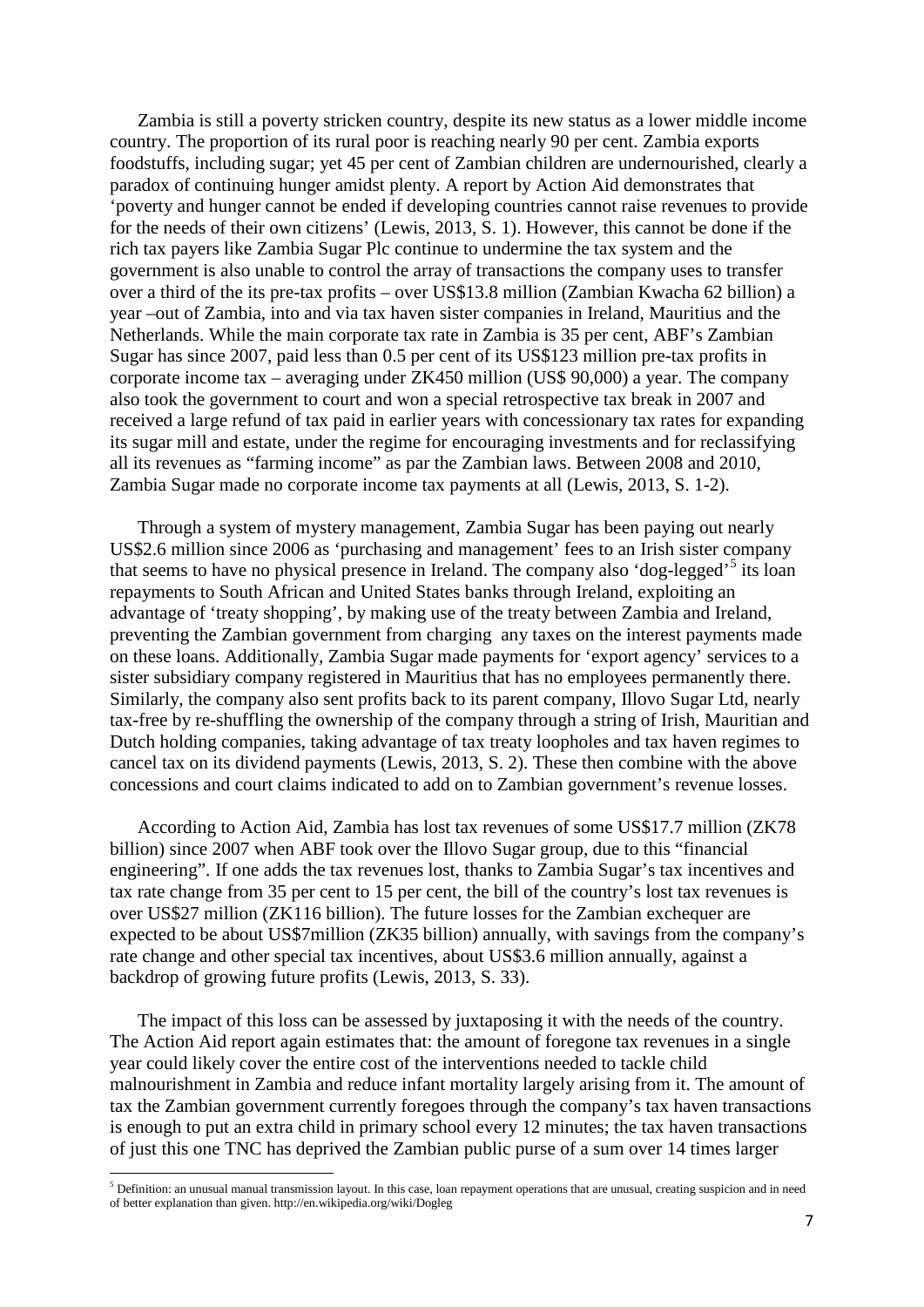Zambia is still a poverty stricken country, despite its new status as a lower middle income country. The proportion of its rural poor is reaching nearly 90 per cent. Zambia exports foodstuffs, including sugar; yet 45 per cent of Zambian children are undernourished, clearly a paradox of continuing hunger amidst plenty. A report by Action Aid demonstrates that 'poverty and hunger cannot be ended if developing countries cannot raise revenues to provide for the needs of their own citizens' (Lewis, 2013, S. 1). However, this cannot be done if the rich tax payers like Zambia Sugar Plc continue to undermine the tax system and the government is also unable to control the array of transactions the company uses to transfer over a third of the its pre-tax profits – over US$13.8 million (Zambian Kwacha 62 billion) a year –out of Zambia, into and via tax haven sister companies in Ireland, Mauritius and the Netherlands. While the main corporate tax rate in Zambia is 35 per cent, ABF's Zambian Sugar has since 2007, paid less than 0.5 per cent of its US$123 million pre-tax profits in corporate income tax – averaging under ZK450 million (US$ 90,000) a year. The company also took the government to court and won a special retrospective tax break in 2007 and received a large refund of tax paid in earlier years with concessionary tax rates for expanding its sugar mill and estate, under the regime for encouraging investments and for reclassifying all its revenues as "farming income" as par the Zambian laws. Between 2008 and 2010, Zambia Sugar made no corporate income tax payments at all (Lewis, 2013, S. 1-2).

Through a system of mystery management, Zambia Sugar has been paying out nearly US$2.6 million since 2006 as 'purchasing and management' fees to an Irish sister company that seems to have no physical presence in Ireland. The company also 'dog-legged'[5] its loan repayments to South African and United States banks through Ireland, exploiting an advantage of 'treaty shopping', by making use of the treaty between Zambia and Ireland, preventing the Zambian government from charging any taxes on the interest payments made on these loans. Additionally, Zambia Sugar made payments for 'export agency' services to a sister subsidiary company registered in Mauritius that has no employees permanently there. Similarly, the company also sent profits back to its parent company, Illovo Sugar Ltd, nearly tax-free by re-shuffling the ownership of the company through a string of Irish, Mauritian and Dutch holding companies, taking advantage of tax treaty loopholes and tax haven regimes to cancel tax on its dividend payments (Lewis, 2013, S. 2). These then combine with the above concessions and court claims indicated to add on to Zambian government's revenue losses.

According to Action Aid, Zambia has lost tax revenues of some US$17.7 million (ZK78 billion) since 2007 when ABF took over the Illovo Sugar group, due to this "financial engineering". If one adds the tax revenues lost, thanks to Zambia Sugar's tax incentives and tax rate change from 35 per cent to 15 per cent, the bill of the country's lost tax revenues is over US$27 million (ZK116 billion). The future losses for the Zambian exchequer are expected to be about US$7million (ZK35 billion) annually, with savings from the company's rate change and other special tax incentives, about US$3.6 million annually, against a backdrop of growing future profits (Lewis, 2013, S. 33).

The impact of this loss can be assessed by juxtaposing it with the needs of the country. The Action Aid report again estimates that: the amount of foregone tax revenues in a single year could likely cover the entire cost of the interventions needed to tackle child malnourishment in Zambia and reduce infant mortality largely arising from it. The amount of tax the Zambian government currently foregoes through the company's tax haven transactions is enough to put an extra child in primary school every 12 minutes; the tax haven transactions of just this one TNC has deprived the Zambian public purse of a sum over 14 times larger

---

[5] Definition: an unusual manual transmission layout. In this case, loan repayment operations that are unusual, creating suspicion and in need of better explanation than given. http://en.wikipedia.org/wiki/Dogleg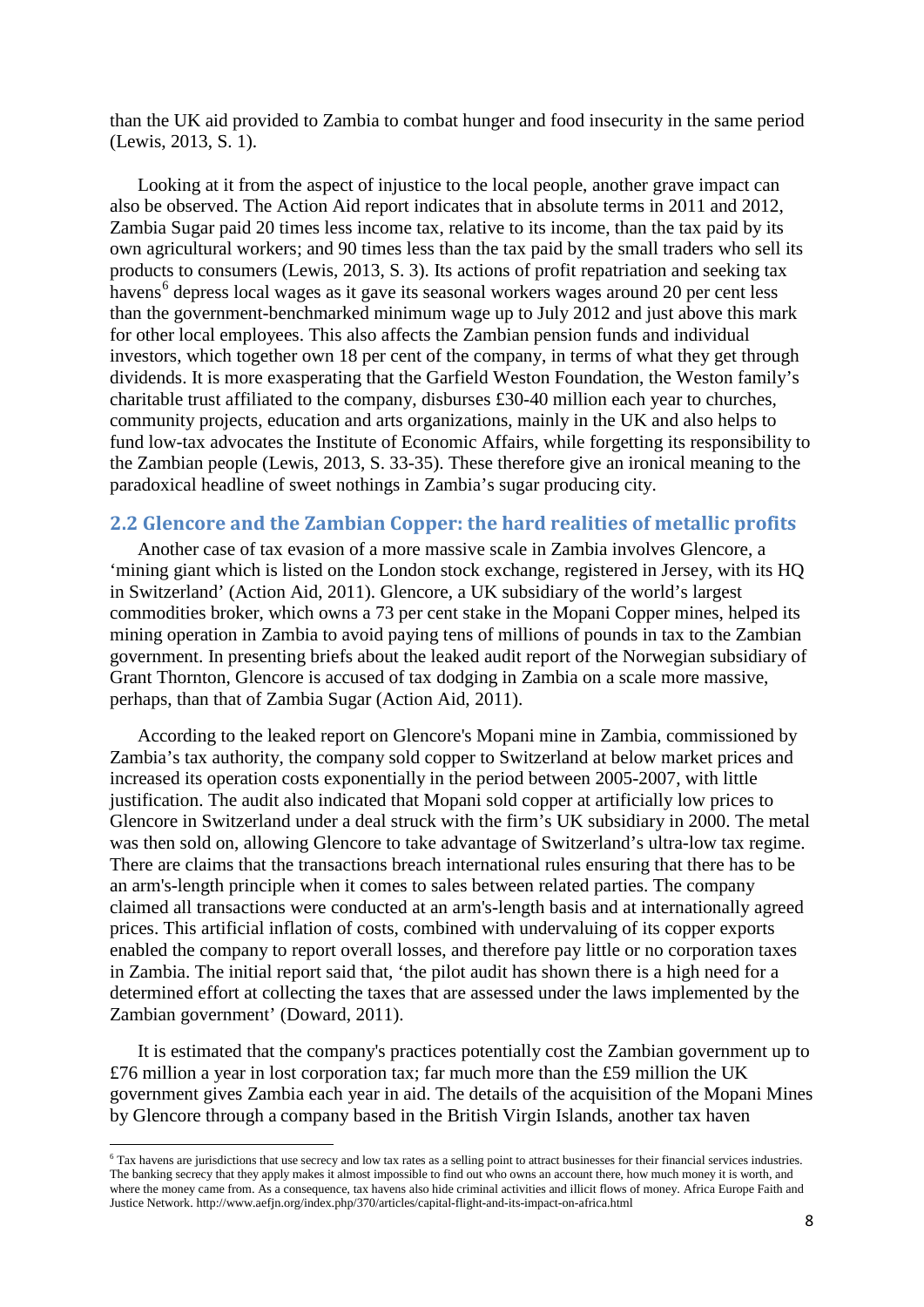than the UK aid provided to Zambia to combat hunger and food insecurity in the same period (Lewis, 2013, S. 1).

Looking at it from the aspect of injustice to the local people, another grave impact can also be observed. The Action Aid report indicates that in absolute terms in 2011 and 2012, Zambia Sugar paid 20 times less income tax, relative to its income, than the tax paid by its own agricultural workers; and 90 times less than the tax paid by the small traders who sell its products to consumers (Lewis, 2013, S. 3). Its actions of profit repatriation and seeking tax havens[6] depress local wages as it gave its seasonal workers wages around 20 per cent less than the government-benchmarked minimum wage up to July 2012 and just above this mark for other local employees. This also affects the Zambian pension funds and individual investors, which together own 18 per cent of the company, in terms of what they get through dividends. It is more exasperating that the Garfield Weston Foundation, the Weston family's charitable trust affiliated to the company, disburses £30-40 million each year to churches, community projects, education and arts organizations, mainly in the UK and also helps to fund low-tax advocates the Institute of Economic Affairs, while forgetting its responsibility to the Zambian people (Lewis, 2013, S. 33-35). These therefore give an ironical meaning to the paradoxical headline of sweet nothings in Zambia's sugar producing city.

## 2.2 Glencore and the Zambian Copper: the hard realities of metallic profits

Another case of tax evasion of a more massive scale in Zambia involves Glencore, a 'mining giant which is listed on the London stock exchange, registered in Jersey, with its HQ in Switzerland' (Action Aid, 2011). Glencore, a UK subsidiary of the world's largest commodities broker, which owns a 73 per cent stake in the Mopani Copper mines, helped its mining operation in Zambia to avoid paying tens of millions of pounds in tax to the Zambian government. In presenting briefs about the leaked audit report of the Norwegian subsidiary of Grant Thornton, Glencore is accused of tax dodging in Zambia on a scale more massive, perhaps, than that of Zambia Sugar (Action Aid, 2011).

According to the leaked report on Glencore's Mopani mine in Zambia, commissioned by Zambia's tax authority, the company sold copper to Switzerland at below market prices and increased its operation costs exponentially in the period between 2005-2007, with little justification. The audit also indicated that Mopani sold copper at artificially low prices to Glencore in Switzerland under a deal struck with the firm's UK subsidiary in 2000. The metal was then sold on, allowing Glencore to take advantage of Switzerland's ultra-low tax regime. There are claims that the transactions breach international rules ensuring that there has to be an arm's-length principle when it comes to sales between related parties. The company claimed all transactions were conducted at an arm's-length basis and at internationally agreed prices. This artificial inflation of costs, combined with undervaluing of its copper exports enabled the company to report overall losses, and therefore pay little or no corporation taxes in Zambia. The initial report said that, 'the pilot audit has shown there is a high need for a determined effort at collecting the taxes that are assessed under the laws implemented by the Zambian government' (Doward, 2011).

It is estimated that the company's practices potentially cost the Zambian government up to £76 million a year in lost corporation tax; far much more than the £59 million the UK government gives Zambia each year in aid. The details of the acquisition of the Mopani Mines by Glencore through a company based in the British Virgin Islands, another tax haven

[6] Tax havens are jurisdictions that use secrecy and low tax rates as a selling point to attract businesses for their financial services industries. The banking secrecy that they apply makes it almost impossible to find out who owns an account there, how much money it is worth, and where the money came from. As a consequence, tax havens also hide criminal activities and illicit flows of money. Africa Europe Faith and Justice Network. http://www.aefjn.org/index.php/370/articles/capital-flight-and-its-impact-on-africa.html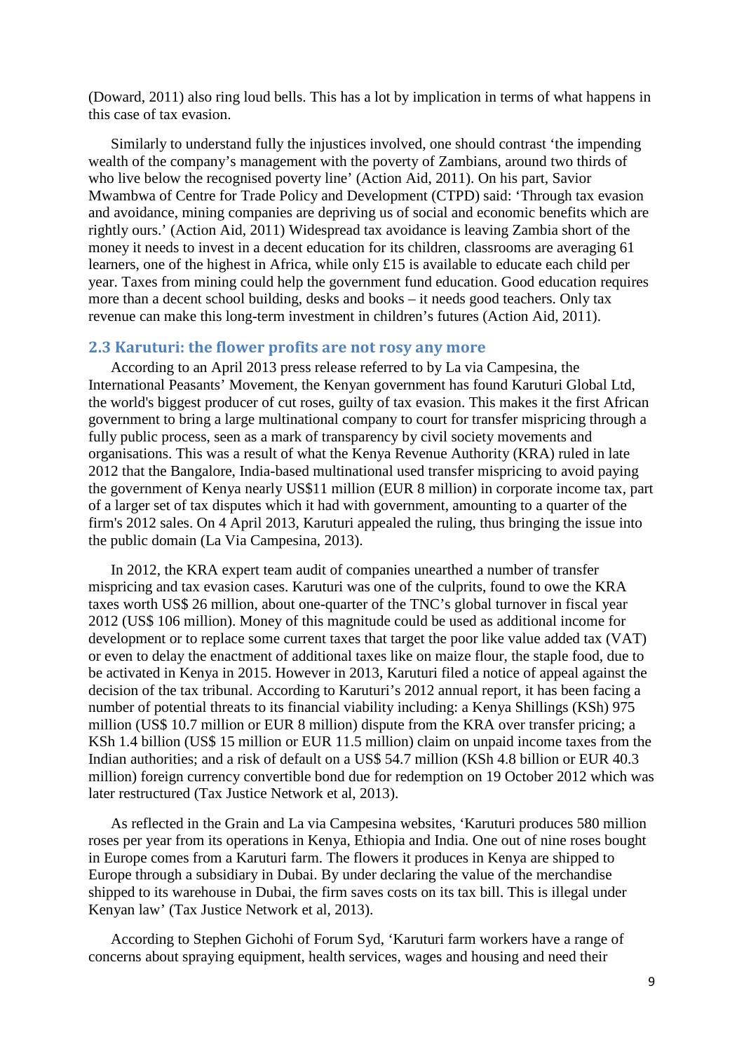(Doward, 2011) also ring loud bells. This has a lot by implication in terms of what happens in this case of tax evasion.

Similarly to understand fully the injustices involved, one should contrast 'the impending wealth of the company's management with the poverty of Zambians, around two thirds of who live below the recognised poverty line' (Action Aid, 2011). On his part, Savior Mwambwa of Centre for Trade Policy and Development (CTPD) said: 'Through tax evasion and avoidance, mining companies are depriving us of social and economic benefits which are rightly ours.' (Action Aid, 2011) Widespread tax avoidance is leaving Zambia short of the money it needs to invest in a decent education for its children, classrooms are averaging 61 learners, one of the highest in Africa, while only £15 is available to educate each child per year. Taxes from mining could help the government fund education. Good education requires more than a decent school building, desks and books – it needs good teachers. Only tax revenue can make this long-term investment in children's futures (Action Aid, 2011).

## 2.3 Karuturi: the flower profits are not rosy any more

According to an April 2013 press release referred to by La via Campesina, the International Peasants' Movement, the Kenyan government has found Karuturi Global Ltd, the world's biggest producer of cut roses, guilty of tax evasion. This makes it the first African government to bring a large multinational company to court for transfer mispricing through a fully public process, seen as a mark of transparency by civil society movements and organisations. This was a result of what the Kenya Revenue Authority (KRA) ruled in late 2012 that the Bangalore, India-based multinational used transfer mispricing to avoid paying the government of Kenya nearly US$11 million (EUR 8 million) in corporate income tax, part of a larger set of tax disputes which it had with government, amounting to a quarter of the firm's 2012 sales. On 4 April 2013, Karuturi appealed the ruling, thus bringing the issue into the public domain (La Via Campesina, 2013).

In 2012, the KRA expert team audit of companies unearthed a number of transfer mispricing and tax evasion cases. Karuturi was one of the culprits, found to owe the KRA taxes worth US$ 26 million, about one-quarter of the TNC's global turnover in fiscal year 2012 (US$ 106 million). Money of this magnitude could be used as additional income for development or to replace some current taxes that target the poor like value added tax (VAT) or even to delay the enactment of additional taxes like on maize flour, the staple food, due to be activated in Kenya in 2015. However in 2013, Karuturi filed a notice of appeal against the decision of the tax tribunal. According to Karuturi's 2012 annual report, it has been facing a number of potential threats to its financial viability including: a Kenya Shillings (KSh) 975 million (US$ 10.7 million or EUR 8 million) dispute from the KRA over transfer pricing; a KSh 1.4 billion (US$ 15 million or EUR 11.5 million) claim on unpaid income taxes from the Indian authorities; and a risk of default on a US$ 54.7 million (KSh 4.8 billion or EUR 40.3 million) foreign currency convertible bond due for redemption on 19 October 2012 which was later restructured (Tax Justice Network et al, 2013).

As reflected in the Grain and La via Campesina websites, 'Karuturi produces 580 million roses per year from its operations in Kenya, Ethiopia and India. One out of nine roses bought in Europe comes from a Karuturi farm. The flowers it produces in Kenya are shipped to Europe through a subsidiary in Dubai. By under declaring the value of the merchandise shipped to its warehouse in Dubai, the firm saves costs on its tax bill. This is illegal under Kenyan law' (Tax Justice Network et al, 2013).

According to Stephen Gichohi of Forum Syd, 'Karuturi farm workers have a range of concerns about spraying equipment, health services, wages and housing and need their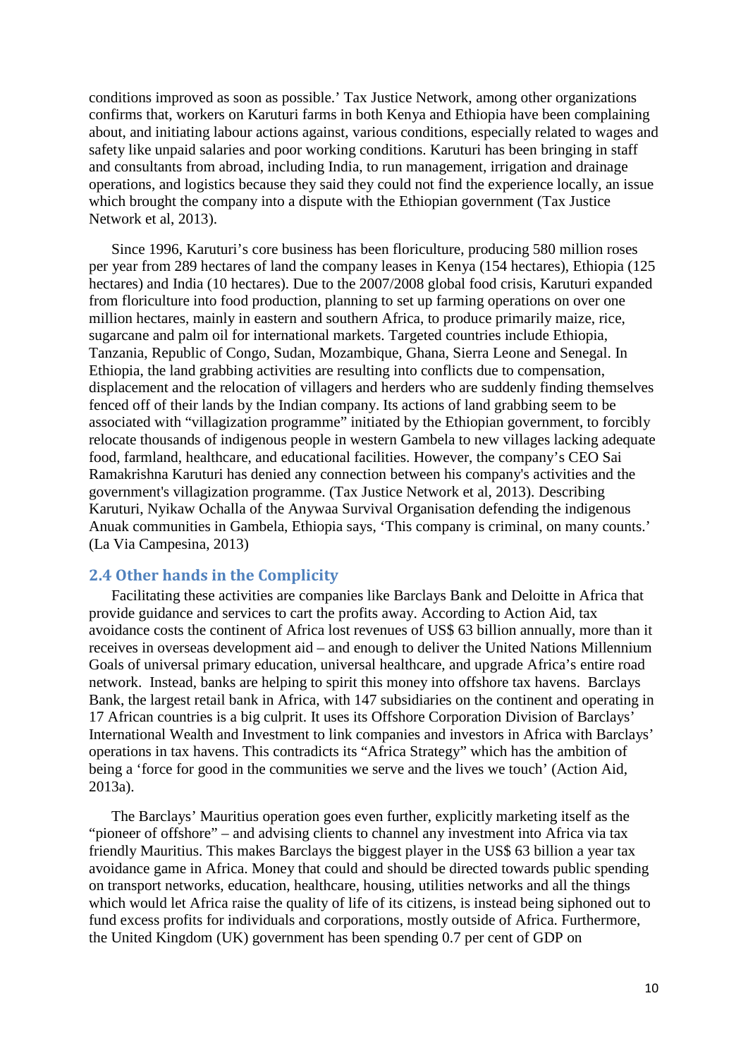conditions improved as soon as possible.' Tax Justice Network, among other organizations confirms that, workers on Karuturi farms in both Kenya and Ethiopia have been complaining about, and initiating labour actions against, various conditions, especially related to wages and safety like unpaid salaries and poor working conditions. Karuturi has been bringing in staff and consultants from abroad, including India, to run management, irrigation and drainage operations, and logistics because they said they could not find the experience locally, an issue which brought the company into a dispute with the Ethiopian government (Tax Justice Network et al, 2013).

Since 1996, Karuturi's core business has been floriculture, producing 580 million roses per year from 289 hectares of land the company leases in Kenya (154 hectares), Ethiopia (125 hectares) and India (10 hectares). Due to the 2007/2008 global food crisis, Karuturi expanded from floriculture into food production, planning to set up farming operations on over one million hectares, mainly in eastern and southern Africa, to produce primarily maize, rice, sugarcane and palm oil for international markets. Targeted countries include Ethiopia, Tanzania, Republic of Congo, Sudan, Mozambique, Ghana, Sierra Leone and Senegal. In Ethiopia, the land grabbing activities are resulting into conflicts due to compensation, displacement and the relocation of villagers and herders who are suddenly finding themselves fenced off of their lands by the Indian company. Its actions of land grabbing seem to be associated with "villagization programme" initiated by the Ethiopian government, to forcibly relocate thousands of indigenous people in western Gambela to new villages lacking adequate food, farmland, healthcare, and educational facilities. However, the company's CEO Sai Ramakrishna Karuturi has denied any connection between his company's activities and the government's villagization programme. (Tax Justice Network et al, 2013). Describing Karuturi, Nyikaw Ochalla of the Anywaa Survival Organisation defending the indigenous Anuak communities in Gambela, Ethiopia says, 'This company is criminal, on many counts.' (La Via Campesina, 2013)

## 2.4 Other hands in the Complicity

Facilitating these activities are companies like Barclays Bank and Deloitte in Africa that provide guidance and services to cart the profits away. According to Action Aid, tax avoidance costs the continent of Africa lost revenues of US$ 63 billion annually, more than it receives in overseas development aid – and enough to deliver the United Nations Millennium Goals of universal primary education, universal healthcare, and upgrade Africa's entire road network. Instead, banks are helping to spirit this money into offshore tax havens. Barclays Bank, the largest retail bank in Africa, with 147 subsidiaries on the continent and operating in 17 African countries is a big culprit. It uses its Offshore Corporation Division of Barclays' International Wealth and Investment to link companies and investors in Africa with Barclays' operations in tax havens. This contradicts its "Africa Strategy" which has the ambition of being a 'force for good in the communities we serve and the lives we touch' (Action Aid, 2013a).

The Barclays' Mauritius operation goes even further, explicitly marketing itself as the "pioneer of offshore" – and advising clients to channel any investment into Africa via tax friendly Mauritius. This makes Barclays the biggest player in the US$ 63 billion a year tax avoidance game in Africa. Money that could and should be directed towards public spending on transport networks, education, healthcare, housing, utilities networks and all the things which would let Africa raise the quality of life of its citizens, is instead being siphoned out to fund excess profits for individuals and corporations, mostly outside of Africa. Furthermore, the United Kingdom (UK) government has been spending 0.7 per cent of GDP on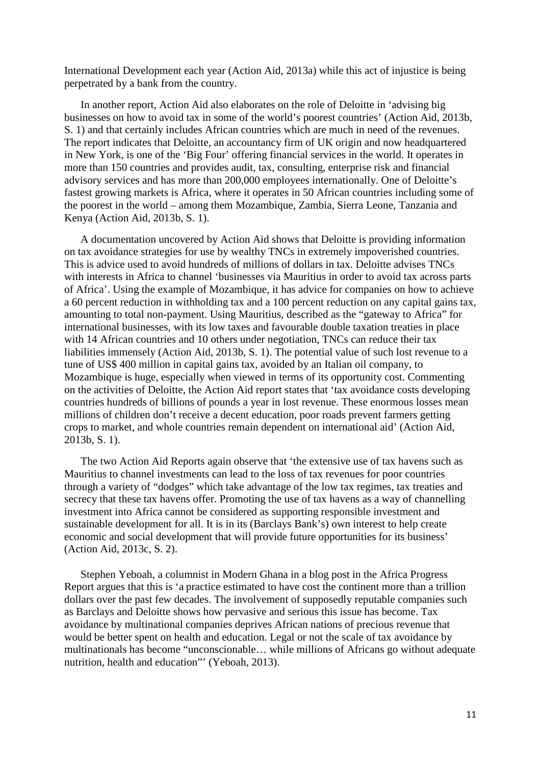International Development each year (Action Aid, 2013a) while this act of injustice is being perpetrated by a bank from the country.

In another report, Action Aid also elaborates on the role of Deloitte in 'advising big businesses on how to avoid tax in some of the world's poorest countries' (Action Aid, 2013b, S. 1) and that certainly includes African countries which are much in need of the revenues. The report indicates that Deloitte, an accountancy firm of UK origin and now headquartered in New York, is one of the 'Big Four' offering financial services in the world. It operates in more than 150 countries and provides audit, tax, consulting, enterprise risk and financial advisory services and has more than 200,000 employees internationally. One of Deloitte's fastest growing markets is Africa, where it operates in 50 African countries including some of the poorest in the world – among them Mozambique, Zambia, Sierra Leone, Tanzania and Kenya (Action Aid, 2013b, S. 1).

A documentation uncovered by Action Aid shows that Deloitte is providing information on tax avoidance strategies for use by wealthy TNCs in extremely impoverished countries. This is advice used to avoid hundreds of millions of dollars in tax. Deloitte advises TNCs with interests in Africa to channel 'businesses via Mauritius in order to avoid tax across parts of Africa'. Using the example of Mozambique, it has advice for companies on how to achieve a 60 percent reduction in withholding tax and a 100 percent reduction on any capital gains tax, amounting to total non-payment. Using Mauritius, described as the "gateway to Africa" for international businesses, with its low taxes and favourable double taxation treaties in place with 14 African countries and 10 others under negotiation, TNCs can reduce their tax liabilities immensely (Action Aid, 2013b, S. 1). The potential value of such lost revenue to a tune of US$ 400 million in capital gains tax, avoided by an Italian oil company, to Mozambique is huge, especially when viewed in terms of its opportunity cost. Commenting on the activities of Deloitte, the Action Aid report states that 'tax avoidance costs developing countries hundreds of billions of pounds a year in lost revenue. These enormous losses mean millions of children don't receive a decent education, poor roads prevent farmers getting crops to market, and whole countries remain dependent on international aid' (Action Aid, 2013b, S. 1).

The two Action Aid Reports again observe that 'the extensive use of tax havens such as Mauritius to channel investments can lead to the loss of tax revenues for poor countries through a variety of "dodges" which take advantage of the low tax regimes, tax treaties and secrecy that these tax havens offer. Promoting the use of tax havens as a way of channelling investment into Africa cannot be considered as supporting responsible investment and sustainable development for all. It is in its (Barclays Bank's) own interest to help create economic and social development that will provide future opportunities for its business' (Action Aid, 2013c, S. 2).

Stephen Yeboah, a columnist in Modern Ghana in a blog post in the Africa Progress Report argues that this is 'a practice estimated to have cost the continent more than a trillion dollars over the past few decades. The involvement of supposedly reputable companies such as Barclays and Deloitte shows how pervasive and serious this issue has become. Tax avoidance by multinational companies deprives African nations of precious revenue that would be better spent on health and education. Legal or not the scale of tax avoidance by multinationals has become "unconscionable… while millions of Africans go without adequate nutrition, health and education"' (Yeboah, 2013).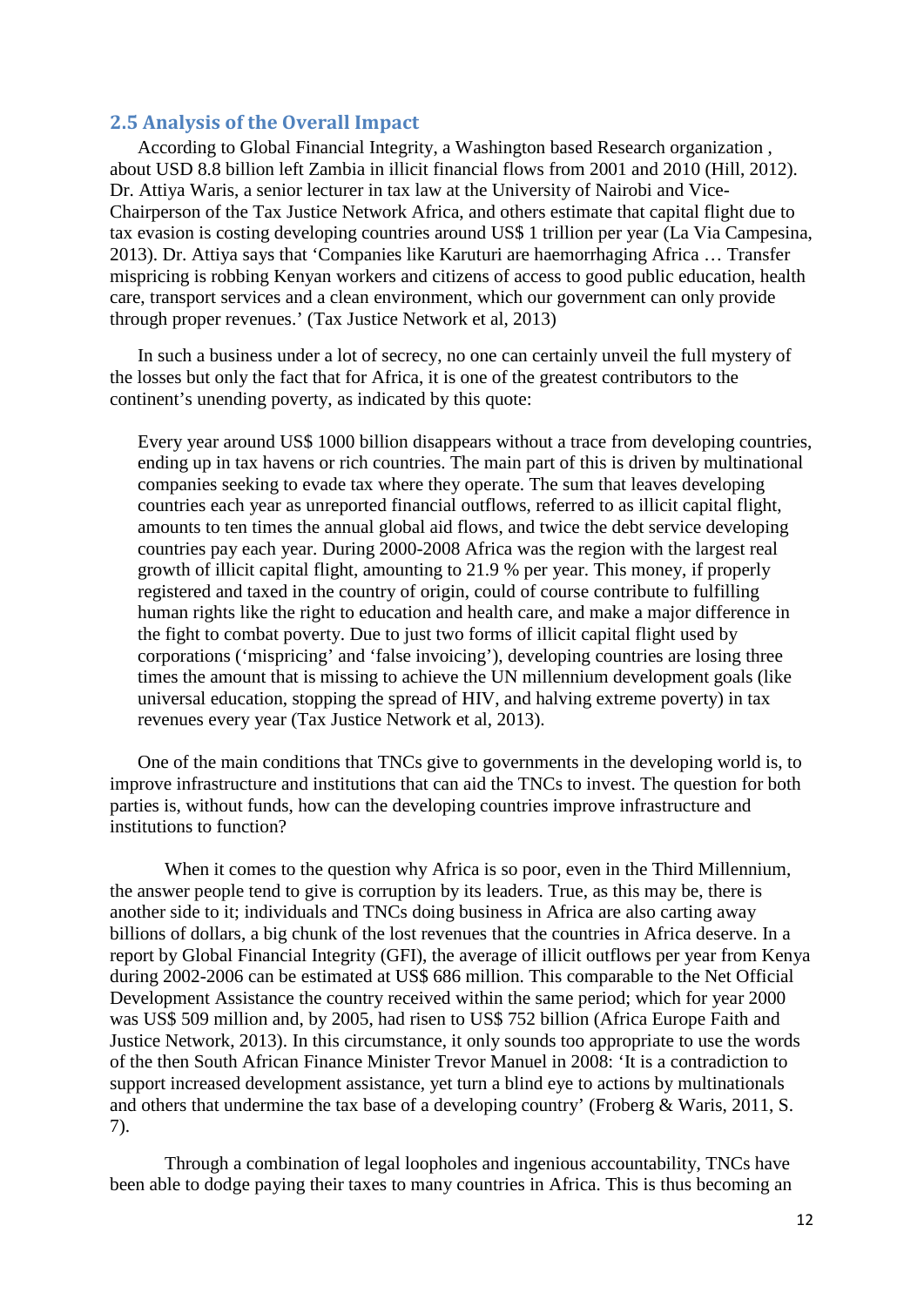## 2.5 Analysis of the Overall Impact

According to Global Financial Integrity, a Washington based Research organization , about USD 8.8 billion left Zambia in illicit financial flows from 2001 and 2010 (Hill, 2012). Dr. Attiya Waris, a senior lecturer in tax law at the University of Nairobi and Vice-Chairperson of the Tax Justice Network Africa, and others estimate that capital flight due to tax evasion is costing developing countries around US$ 1 trillion per year (La Via Campesina, 2013). Dr. Attiya says that 'Companies like Karuturi are haemorrhaging Africa … Transfer mispricing is robbing Kenyan workers and citizens of access to good public education, health care, transport services and a clean environment, which our government can only provide through proper revenues.' (Tax Justice Network et al, 2013)

In such a business under a lot of secrecy, no one can certainly unveil the full mystery of the losses but only the fact that for Africa, it is one of the greatest contributors to the continent's unending poverty, as indicated by this quote:

> Every year around US$ 1000 billion disappears without a trace from developing countries, ending up in tax havens or rich countries. The main part of this is driven by multinational companies seeking to evade tax where they operate. The sum that leaves developing countries each year as unreported financial outflows, referred to as illicit capital flight, amounts to ten times the annual global aid flows, and twice the debt service developing countries pay each year. During 2000-2008 Africa was the region with the largest real growth of illicit capital flight, amounting to 21.9 % per year. This money, if properly registered and taxed in the country of origin, could of course contribute to fulfilling human rights like the right to education and health care, and make a major difference in the fight to combat poverty. Due to just two forms of illicit capital flight used by corporations ('mispricing' and 'false invoicing'), developing countries are losing three times the amount that is missing to achieve the UN millennium development goals (like universal education, stopping the spread of HIV, and halving extreme poverty) in tax revenues every year (Tax Justice Network et al, 2013).

One of the main conditions that TNCs give to governments in the developing world is, to improve infrastructure and institutions that can aid the TNCs to invest. The question for both parties is, without funds, how can the developing countries improve infrastructure and institutions to function?

When it comes to the question why Africa is so poor, even in the Third Millennium, the answer people tend to give is corruption by its leaders. True, as this may be, there is another side to it; individuals and TNCs doing business in Africa are also carting away billions of dollars, a big chunk of the lost revenues that the countries in Africa deserve. In a report by Global Financial Integrity (GFI), the average of illicit outflows per year from Kenya during 2002-2006 can be estimated at US$ 686 million. This comparable to the Net Official Development Assistance the country received within the same period; which for year 2000 was US$ 509 million and, by 2005, had risen to US$ 752 billion (Africa Europe Faith and Justice Network, 2013). In this circumstance, it only sounds too appropriate to use the words of the then South African Finance Minister Trevor Manuel in 2008: 'It is a contradiction to support increased development assistance, yet turn a blind eye to actions by multinationals and others that undermine the tax base of a developing country' (Froberg & Waris, 2011, S. 7).

Through a combination of legal loopholes and ingenious accountability, TNCs have been able to dodge paying their taxes to many countries in Africa. This is thus becoming an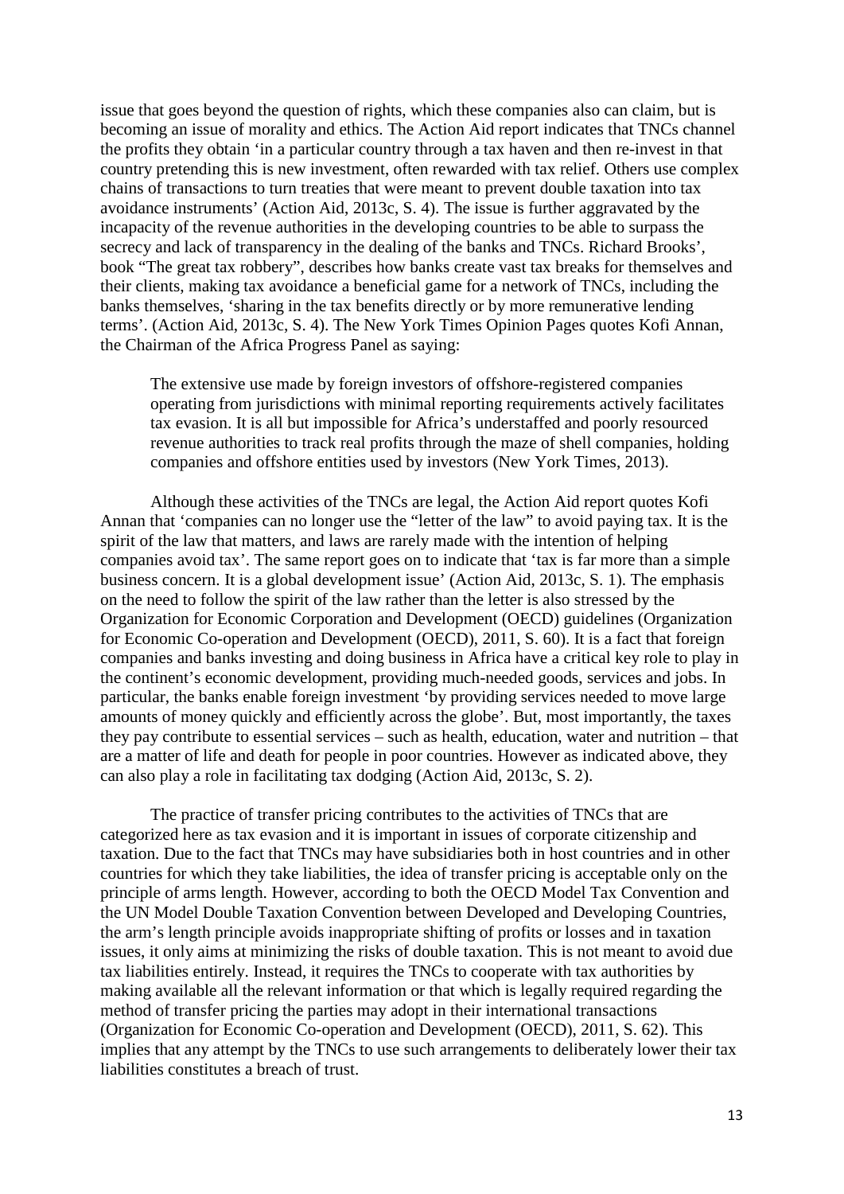issue that goes beyond the question of rights, which these companies also can claim, but is becoming an issue of morality and ethics. The Action Aid report indicates that TNCs channel the profits they obtain 'in a particular country through a tax haven and then re-invest in that country pretending this is new investment, often rewarded with tax relief. Others use complex chains of transactions to turn treaties that were meant to prevent double taxation into tax avoidance instruments' (Action Aid, 2013c, S. 4). The issue is further aggravated by the incapacity of the revenue authorities in the developing countries to be able to surpass the secrecy and lack of transparency in the dealing of the banks and TNCs. Richard Brooks', book "The great tax robbery", describes how banks create vast tax breaks for themselves and their clients, making tax avoidance a beneficial game for a network of TNCs, including the banks themselves, 'sharing in the tax benefits directly or by more remunerative lending terms'. (Action Aid, 2013c, S. 4). The New York Times Opinion Pages quotes Kofi Annan, the Chairman of the Africa Progress Panel as saying:

> The extensive use made by foreign investors of offshore-registered companies operating from jurisdictions with minimal reporting requirements actively facilitates tax evasion. It is all but impossible for Africa's understaffed and poorly resourced revenue authorities to track real profits through the maze of shell companies, holding companies and offshore entities used by investors (New York Times, 2013).

Although these activities of the TNCs are legal, the Action Aid report quotes Kofi Annan that 'companies can no longer use the "letter of the law" to avoid paying tax. It is the spirit of the law that matters, and laws are rarely made with the intention of helping companies avoid tax'. The same report goes on to indicate that 'tax is far more than a simple business concern. It is a global development issue' (Action Aid, 2013c, S. 1). The emphasis on the need to follow the spirit of the law rather than the letter is also stressed by the Organization for Economic Corporation and Development (OECD) guidelines (Organization for Economic Co-operation and Development (OECD), 2011, S. 60). It is a fact that foreign companies and banks investing and doing business in Africa have a critical key role to play in the continent's economic development, providing much-needed goods, services and jobs. In particular, the banks enable foreign investment 'by providing services needed to move large amounts of money quickly and efficiently across the globe'. But, most importantly, the taxes they pay contribute to essential services – such as health, education, water and nutrition – that are a matter of life and death for people in poor countries. However as indicated above, they can also play a role in facilitating tax dodging (Action Aid, 2013c, S. 2).

The practice of transfer pricing contributes to the activities of TNCs that are categorized here as tax evasion and it is important in issues of corporate citizenship and taxation. Due to the fact that TNCs may have subsidiaries both in host countries and in other countries for which they take liabilities, the idea of transfer pricing is acceptable only on the principle of arms length. However, according to both the OECD Model Tax Convention and the UN Model Double Taxation Convention between Developed and Developing Countries, the arm's length principle avoids inappropriate shifting of profits or losses and in taxation issues, it only aims at minimizing the risks of double taxation. This is not meant to avoid due tax liabilities entirely. Instead, it requires the TNCs to cooperate with tax authorities by making available all the relevant information or that which is legally required regarding the method of transfer pricing the parties may adopt in their international transactions (Organization for Economic Co-operation and Development (OECD), 2011, S. 62). This implies that any attempt by the TNCs to use such arrangements to deliberately lower their tax liabilities constitutes a breach of trust.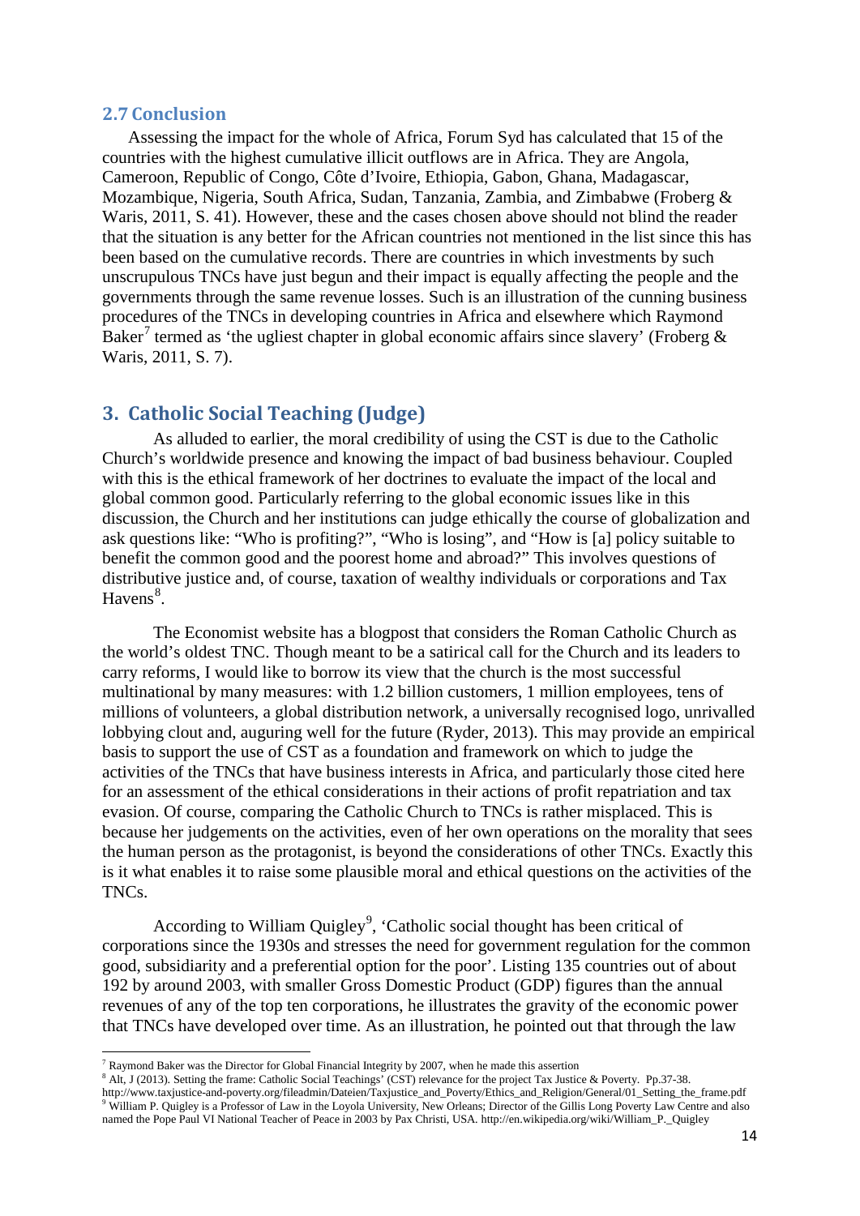### 2.7 Conclusion

Assessing the impact for the whole of Africa, Forum Syd has calculated that 15 of the countries with the highest cumulative illicit outflows are in Africa. They are Angola, Cameroon, Republic of Congo, Côte d'Ivoire, Ethiopia, Gabon, Ghana, Madagascar, Mozambique, Nigeria, South Africa, Sudan, Tanzania, Zambia, and Zimbabwe (Froberg & Waris, 2011, S. 41). However, these and the cases chosen above should not blind the reader that the situation is any better for the African countries not mentioned in the list since this has been based on the cumulative records. There are countries in which investments by such unscrupulous TNCs have just begun and their impact is equally affecting the people and the governments through the same revenue losses. Such is an illustration of the cunning business procedures of the TNCs in developing countries in Africa and elsewhere which Raymond Baker[7] termed as 'the ugliest chapter in global economic affairs since slavery' (Froberg & Waris, 2011, S. 7).

## 3. Catholic Social Teaching (Judge)

As alluded to earlier, the moral credibility of using the CST is due to the Catholic Church's worldwide presence and knowing the impact of bad business behaviour. Coupled with this is the ethical framework of her doctrines to evaluate the impact of the local and global common good. Particularly referring to the global economic issues like in this discussion, the Church and her institutions can judge ethically the course of globalization and ask questions like: "Who is profiting?", "Who is losing", and "How is [a] policy suitable to benefit the common good and the poorest home and abroad?" This involves questions of distributive justice and, of course, taxation of wealthy individuals or corporations and Tax Havens[8].

The Economist website has a blogpost that considers the Roman Catholic Church as the world's oldest TNC. Though meant to be a satirical call for the Church and its leaders to carry reforms, I would like to borrow its view that the church is the most successful multinational by many measures: with 1.2 billion customers, 1 million employees, tens of millions of volunteers, a global distribution network, a universally recognised logo, unrivalled lobbying clout and, auguring well for the future (Ryder, 2013). This may provide an empirical basis to support the use of CST as a foundation and framework on which to judge the activities of the TNCs that have business interests in Africa, and particularly those cited here for an assessment of the ethical considerations in their actions of profit repatriation and tax evasion. Of course, comparing the Catholic Church to TNCs is rather misplaced. This is because her judgements on the activities, even of her own operations on the morality that sees the human person as the protagonist, is beyond the considerations of other TNCs. Exactly this is it what enables it to raise some plausible moral and ethical questions on the activities of the TNCs.

According to William Quigley[9], 'Catholic social thought has been critical of corporations since the 1930s and stresses the need for government regulation for the common good, subsidiarity and a preferential option for the poor'. Listing 135 countries out of about 192 by around 2003, with smaller Gross Domestic Product (GDP) figures than the annual revenues of any of the top ten corporations, he illustrates the gravity of the economic power that TNCs have developed over time. As an illustration, he pointed out that through the law

---

[7] Raymond Baker was the Director for Global Financial Integrity by 2007, when he made this assertion

[8] Alt, J (2013). Setting the frame: Catholic Social Teachings' (CST) relevance for the project Tax Justice & Poverty. Pp.37-38. http://www.taxjustice-and-poverty.org/fileadmin/Dateien/Taxjustice_and_Poverty/Ethics_and_Religion/General/01_Setting_the_frame.pdf

[9] William P. Quigley is a Professor of Law in the Loyola University, New Orleans; Director of the Gillis Long Poverty Law Centre and also named the Pope Paul VI National Teacher of Peace in 2003 by Pax Christi, USA. http://en.wikipedia.org/wiki/William_P._Quigley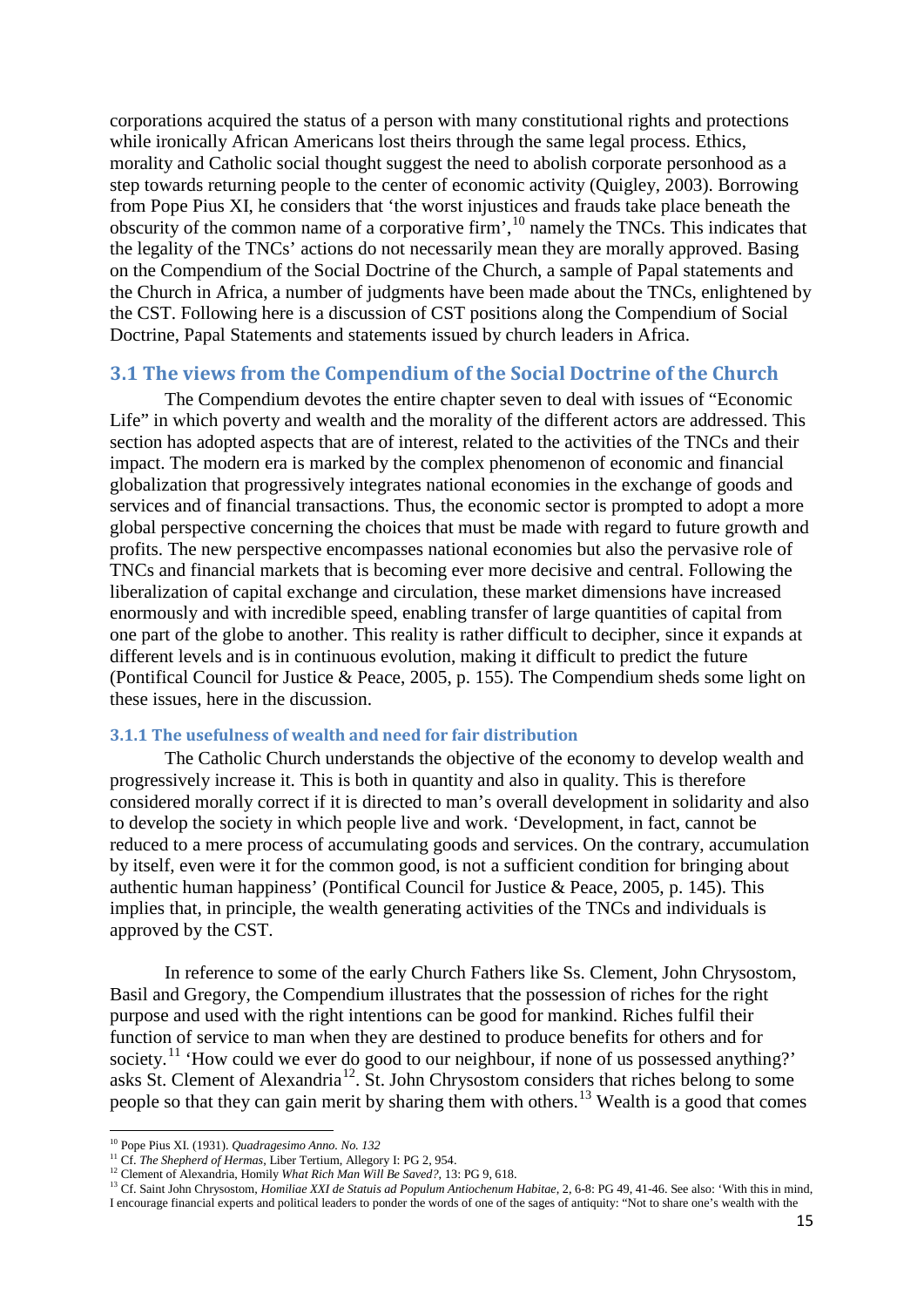corporations acquired the status of a person with many constitutional rights and protections while ironically African Americans lost theirs through the same legal process. Ethics, morality and Catholic social thought suggest the need to abolish corporate personhood as a step towards returning people to the center of economic activity (Quigley, 2003). Borrowing from Pope Pius XI, he considers that 'the worst injustices and frauds take place beneath the obscurity of the common name of a corporative firm',[10] namely the TNCs. This indicates that the legality of the TNCs' actions do not necessarily mean they are morally approved. Basing on the Compendium of the Social Doctrine of the Church, a sample of Papal statements and the Church in Africa, a number of judgments have been made about the TNCs, enlightened by the CST. Following here is a discussion of CST positions along the Compendium of Social Doctrine, Papal Statements and statements issued by church leaders in Africa.

## 3.1 The views from the Compendium of the Social Doctrine of the Church

The Compendium devotes the entire chapter seven to deal with issues of "Economic Life" in which poverty and wealth and the morality of the different actors are addressed. This section has adopted aspects that are of interest, related to the activities of the TNCs and their impact. The modern era is marked by the complex phenomenon of economic and financial globalization that progressively integrates national economies in the exchange of goods and services and of financial transactions. Thus, the economic sector is prompted to adopt a more global perspective concerning the choices that must be made with regard to future growth and profits. The new perspective encompasses national economies but also the pervasive role of TNCs and financial markets that is becoming ever more decisive and central. Following the liberalization of capital exchange and circulation, these market dimensions have increased enormously and with incredible speed, enabling transfer of large quantities of capital from one part of the globe to another. This reality is rather difficult to decipher, since it expands at different levels and is in continuous evolution, making it difficult to predict the future (Pontifical Council for Justice & Peace, 2005, p. 155). The Compendium sheds some light on these issues, here in the discussion.

### 3.1.1 The usefulness of wealth and need for fair distribution

The Catholic Church understands the objective of the economy to develop wealth and progressively increase it. This is both in quantity and also in quality. This is therefore considered morally correct if it is directed to man's overall development in solidarity and also to develop the society in which people live and work. 'Development, in fact, cannot be reduced to a mere process of accumulating goods and services. On the contrary, accumulation by itself, even were it for the common good, is not a sufficient condition for bringing about authentic human happiness' (Pontifical Council for Justice & Peace, 2005, p. 145). This implies that, in principle, the wealth generating activities of the TNCs and individuals is approved by the CST.

In reference to some of the early Church Fathers like Ss. Clement, John Chrysostom, Basil and Gregory, the Compendium illustrates that the possession of riches for the right purpose and used with the right intentions can be good for mankind. Riches fulfil their function of service to man when they are destined to produce benefits for others and for society.[11] 'How could we ever do good to our neighbour, if none of us possessed anything?' asks St. Clement of Alexandria[12]. St. John Chrysostom considers that riches belong to some people so that they can gain merit by sharing them with others.[13] Wealth is a good that comes

---

[10] Pope Pius XI. (1931). *Quadragesimo Anno. No. 132*

[11] Cf. *The Shepherd of Hermas*, Liber Tertium, Allegory I: PG 2, 954.

[12] Clement of Alexandria, Homily *What Rich Man Will Be Saved?*, 13: PG 9, 618.

[13] Cf. Saint John Chrysostom, *Homiliae XXI de Statuis ad Populum Antiochenum Habitae*, 2, 6-8: PG 49, 41-46. See also: 'With this in mind, I encourage financial experts and political leaders to ponder the words of one of the sages of antiquity: "Not to share one's wealth with the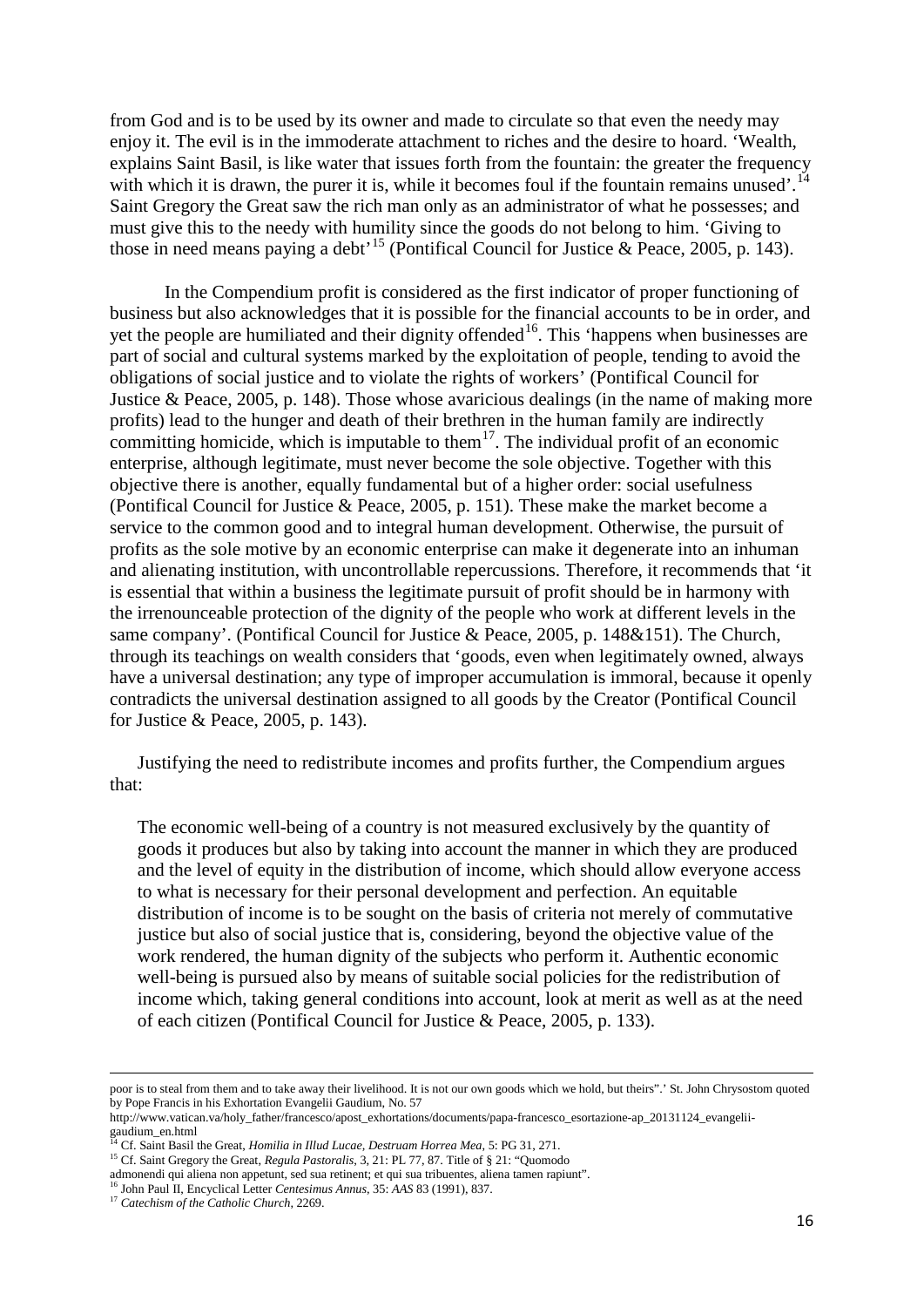from God and is to be used by its owner and made to circulate so that even the needy may enjoy it. The evil is in the immoderate attachment to riches and the desire to hoard. 'Wealth, explains Saint Basil, is like water that issues forth from the fountain: the greater the frequency with which it is drawn, the purer it is, while it becomes foul if the fountain remains unused'.[14] Saint Gregory the Great saw the rich man only as an administrator of what he possesses; and must give this to the needy with humility since the goods do not belong to him. 'Giving to those in need means paying a debt'[15] (Pontifical Council for Justice & Peace, 2005, p. 143).

In the Compendium profit is considered as the first indicator of proper functioning of business but also acknowledges that it is possible for the financial accounts to be in order, and yet the people are humiliated and their dignity offended[16]. This 'happens when businesses are part of social and cultural systems marked by the exploitation of people, tending to avoid the obligations of social justice and to violate the rights of workers' (Pontifical Council for Justice & Peace, 2005, p. 148). Those whose avaricious dealings (in the name of making more profits) lead to the hunger and death of their brethren in the human family are indirectly committing homicide, which is imputable to them[17]. The individual profit of an economic enterprise, although legitimate, must never become the sole objective. Together with this objective there is another, equally fundamental but of a higher order: social usefulness (Pontifical Council for Justice & Peace, 2005, p. 151). These make the market become a service to the common good and to integral human development. Otherwise, the pursuit of profits as the sole motive by an economic enterprise can make it degenerate into an inhuman and alienating institution, with uncontrollable repercussions. Therefore, it recommends that 'it is essential that within a business the legitimate pursuit of profit should be in harmony with the irrenounceable protection of the dignity of the people who work at different levels in the same company'. (Pontifical Council for Justice & Peace, 2005, p. 148&151). The Church, through its teachings on wealth considers that 'goods, even when legitimately owned, always have a universal destination; any type of improper accumulation is immoral, because it openly contradicts the universal destination assigned to all goods by the Creator (Pontifical Council for Justice & Peace, 2005, p. 143).

Justifying the need to redistribute incomes and profits further, the Compendium argues that:

> The economic well-being of a country is not measured exclusively by the quantity of goods it produces but also by taking into account the manner in which they are produced and the level of equity in the distribution of income, which should allow everyone access to what is necessary for their personal development and perfection. An equitable distribution of income is to be sought on the basis of criteria not merely of commutative justice but also of social justice that is, considering, beyond the objective value of the work rendered, the human dignity of the subjects who perform it. Authentic economic well-being is pursued also by means of suitable social policies for the redistribution of income which, taking general conditions into account, look at merit as well as at the need of each citizen (Pontifical Council for Justice & Peace, 2005, p. 133).

---

poor is to steal from them and to take away their livelihood. It is not our own goods which we hold, but theirs".' St. John Chrysostom quoted by Pope Francis in his Exhortation Evangelii Gaudium, No. 57 http://www.vatican.va/holy_father/francesco/apost_exhortations/documents/papa-francesco_esortazione-ap_20131124_evangelii-gaudium_en.html

[14] Cf. Saint Basil the Great, *Homilia in Illud Lucae, Destruam Horrea Mea*, 5: PG 31, 271.

[15] Cf. Saint Gregory the Great, *Regula Pastoralis*, 3, 21: PL 77, 87. Title of § 21: "Quomodo admonendi qui aliena non appetunt, sed sua retinent; et qui sua tribuentes, aliena tamen rapiunt".

[16] John Paul II, Encyclical Letter *Centesimus Annus*, 35: *AAS* 83 (1991), 837.

[17] *Catechism of the Catholic Church*, 2269.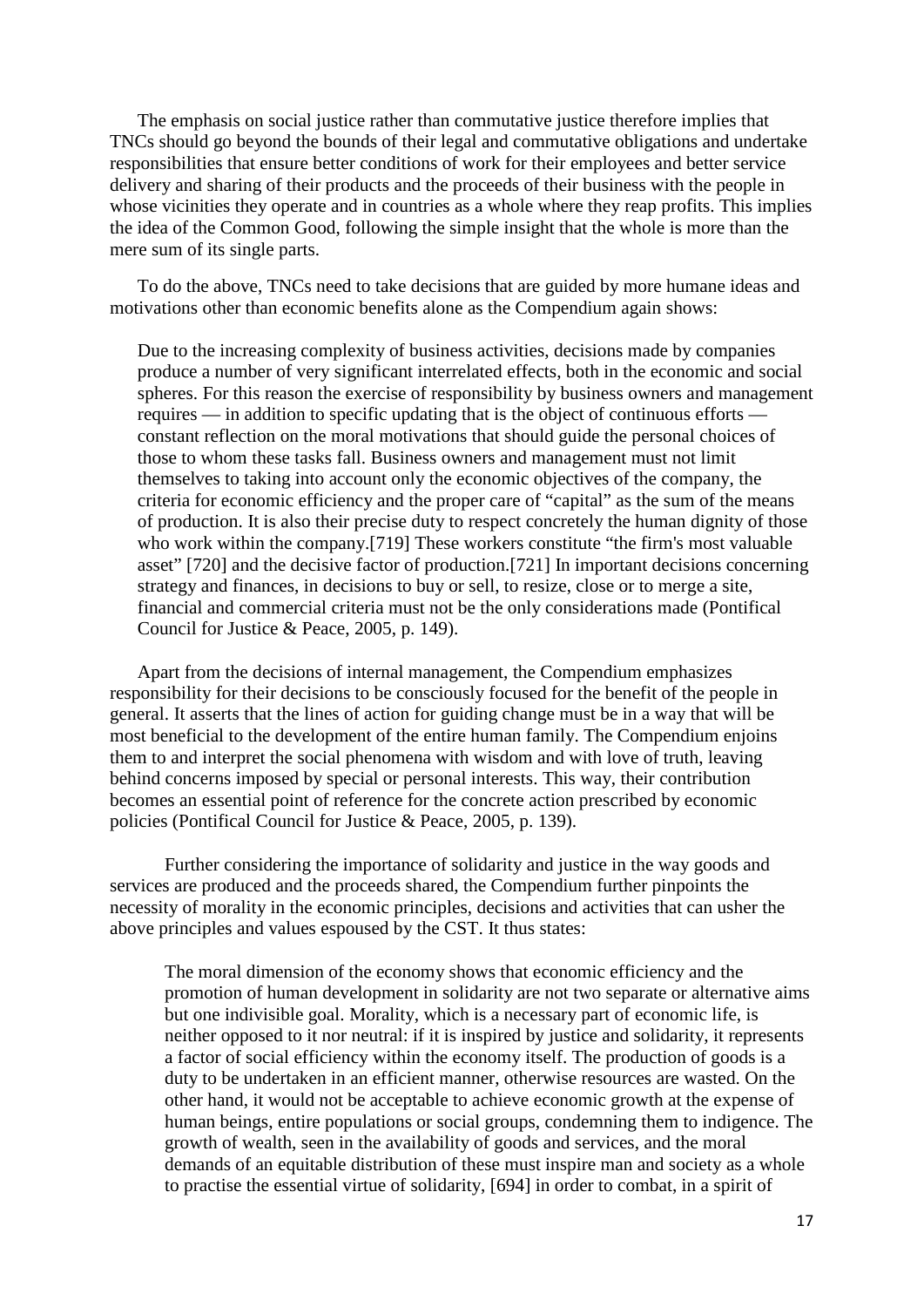The emphasis on social justice rather than commutative justice therefore implies that TNCs should go beyond the bounds of their legal and commutative obligations and undertake responsibilities that ensure better conditions of work for their employees and better service delivery and sharing of their products and the proceeds of their business with the people in whose vicinities they operate and in countries as a whole where they reap profits. This implies the idea of the Common Good, following the simple insight that the whole is more than the mere sum of its single parts.

To do the above, TNCs need to take decisions that are guided by more humane ideas and motivations other than economic benefits alone as the Compendium again shows:

> Due to the increasing complexity of business activities, decisions made by companies produce a number of very significant interrelated effects, both in the economic and social spheres. For this reason the exercise of responsibility by business owners and management requires — in addition to specific updating that is the object of continuous efforts — constant reflection on the moral motivations that should guide the personal choices of those to whom these tasks fall. Business owners and management must not limit themselves to taking into account only the economic objectives of the company, the criteria for economic efficiency and the proper care of "capital" as the sum of the means of production. It is also their precise duty to respect concretely the human dignity of those who work within the company.[719] These workers constitute "the firm's most valuable asset" [720] and the decisive factor of production.[721] In important decisions concerning strategy and finances, in decisions to buy or sell, to resize, close or to merge a site, financial and commercial criteria must not be the only considerations made (Pontifical Council for Justice & Peace, 2005, p. 149).

Apart from the decisions of internal management, the Compendium emphasizes responsibility for their decisions to be consciously focused for the benefit of the people in general. It asserts that the lines of action for guiding change must be in a way that will be most beneficial to the development of the entire human family. The Compendium enjoins them to and interpret the social phenomena with wisdom and with love of truth, leaving behind concerns imposed by special or personal interests. This way, their contribution becomes an essential point of reference for the concrete action prescribed by economic policies (Pontifical Council for Justice & Peace, 2005, p. 139).

Further considering the importance of solidarity and justice in the way goods and services are produced and the proceeds shared, the Compendium further pinpoints the necessity of morality in the economic principles, decisions and activities that can usher the above principles and values espoused by the CST. It thus states:

> The moral dimension of the economy shows that economic efficiency and the promotion of human development in solidarity are not two separate or alternative aims but one indivisible goal. Morality, which is a necessary part of economic life, is neither opposed to it nor neutral: if it is inspired by justice and solidarity, it represents a factor of social efficiency within the economy itself. The production of goods is a duty to be undertaken in an efficient manner, otherwise resources are wasted. On the other hand, it would not be acceptable to achieve economic growth at the expense of human beings, entire populations or social groups, condemning them to indigence. The growth of wealth, seen in the availability of goods and services, and the moral demands of an equitable distribution of these must inspire man and society as a whole to practise the essential virtue of solidarity, [694] in order to combat, in a spirit of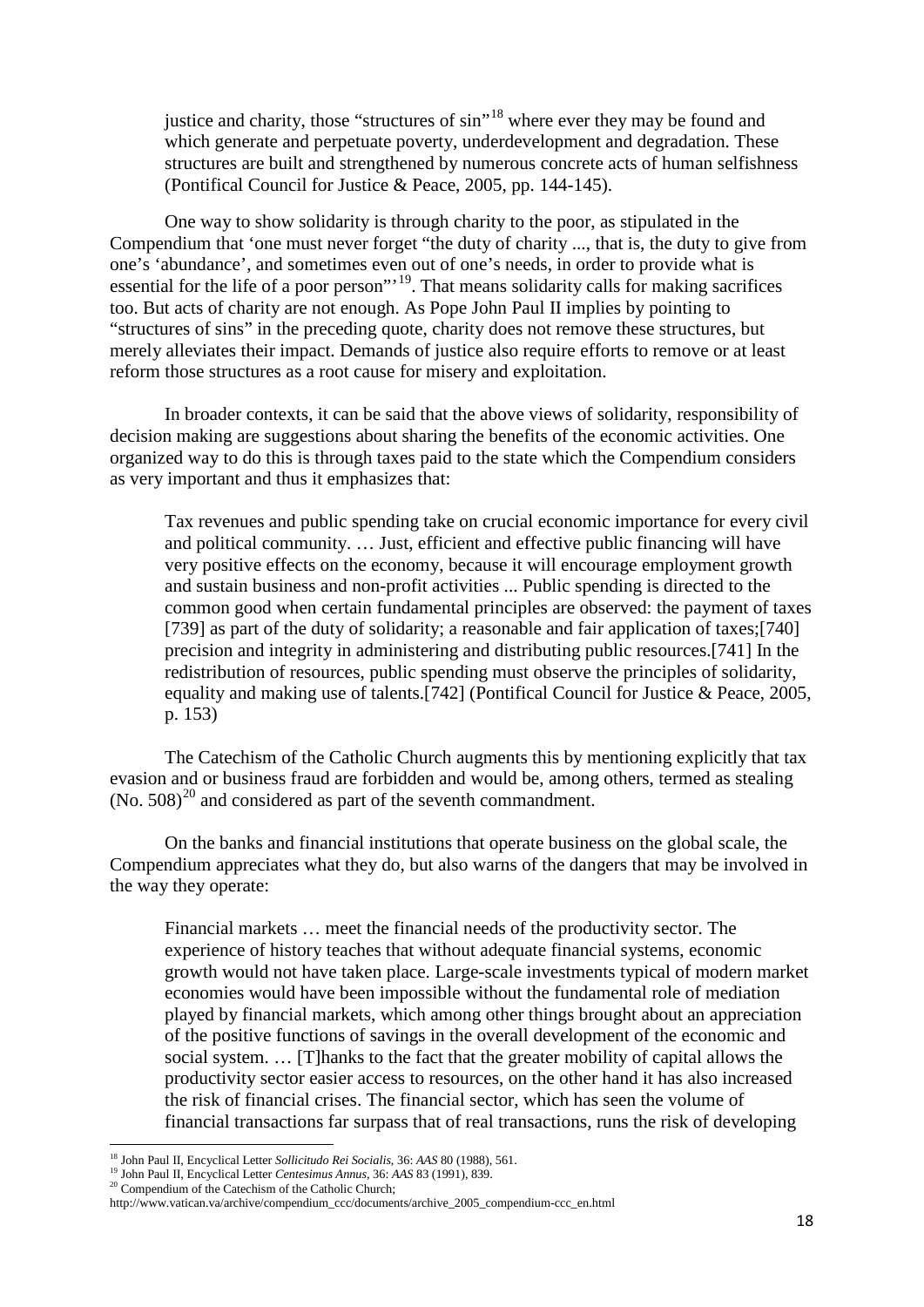> justice and charity, those "structures of sin"[18] where ever they may be found and which generate and perpetuate poverty, underdevelopment and degradation. These structures are built and strengthened by numerous concrete acts of human selfishness (Pontifical Council for Justice & Peace, 2005, pp. 144-145).

One way to show solidarity is through charity to the poor, as stipulated in the Compendium that 'one must never forget "the duty of charity ..., that is, the duty to give from one's 'abundance', and sometimes even out of one's needs, in order to provide what is essential for the life of a poor person"'[19]. That means solidarity calls for making sacrifices too. But acts of charity are not enough. As Pope John Paul II implies by pointing to "structures of sins" in the preceding quote, charity does not remove these structures, but merely alleviates their impact. Demands of justice also require efforts to remove or at least reform those structures as a root cause for misery and exploitation.

In broader contexts, it can be said that the above views of solidarity, responsibility of decision making are suggestions about sharing the benefits of the economic activities. One organized way to do this is through taxes paid to the state which the Compendium considers as very important and thus it emphasizes that:

> Tax revenues and public spending take on crucial economic importance for every civil and political community. … Just, efficient and effective public financing will have very positive effects on the economy, because it will encourage employment growth and sustain business and non-profit activities ... Public spending is directed to the common good when certain fundamental principles are observed: the payment of taxes [739] as part of the duty of solidarity; a reasonable and fair application of taxes;[740] precision and integrity in administering and distributing public resources.[741] In the redistribution of resources, public spending must observe the principles of solidarity, equality and making use of talents.[742] (Pontifical Council for Justice & Peace, 2005, p. 153)

The Catechism of the Catholic Church augments this by mentioning explicitly that tax evasion and or business fraud are forbidden and would be, among others, termed as stealing (No. 508)[20] and considered as part of the seventh commandment.

On the banks and financial institutions that operate business on the global scale, the Compendium appreciates what they do, but also warns of the dangers that may be involved in the way they operate:

> Financial markets … meet the financial needs of the productivity sector. The experience of history teaches that without adequate financial systems, economic growth would not have taken place. Large-scale investments typical of modern market economies would have been impossible without the fundamental role of mediation played by financial markets, which among other things brought about an appreciation of the positive functions of savings in the overall development of the economic and social system. … [T]hanks to the fact that the greater mobility of capital allows the productivity sector easier access to resources, on the other hand it has also increased the risk of financial crises. The financial sector, which has seen the volume of financial transactions far surpass that of real transactions, runs the risk of developing

---

[18] John Paul II, Encyclical Letter *Sollicitudo Rei Socialis*, 36: *AAS* 80 (1988), 561.

[19] John Paul II, Encyclical Letter *Centesimus Annus*, 36: *AAS* 83 (1991), 839.

[20] Compendium of the Catechism of the Catholic Church; http://www.vatican.va/archive/compendium_ccc/documents/archive_2005_compendium-ccc_en.html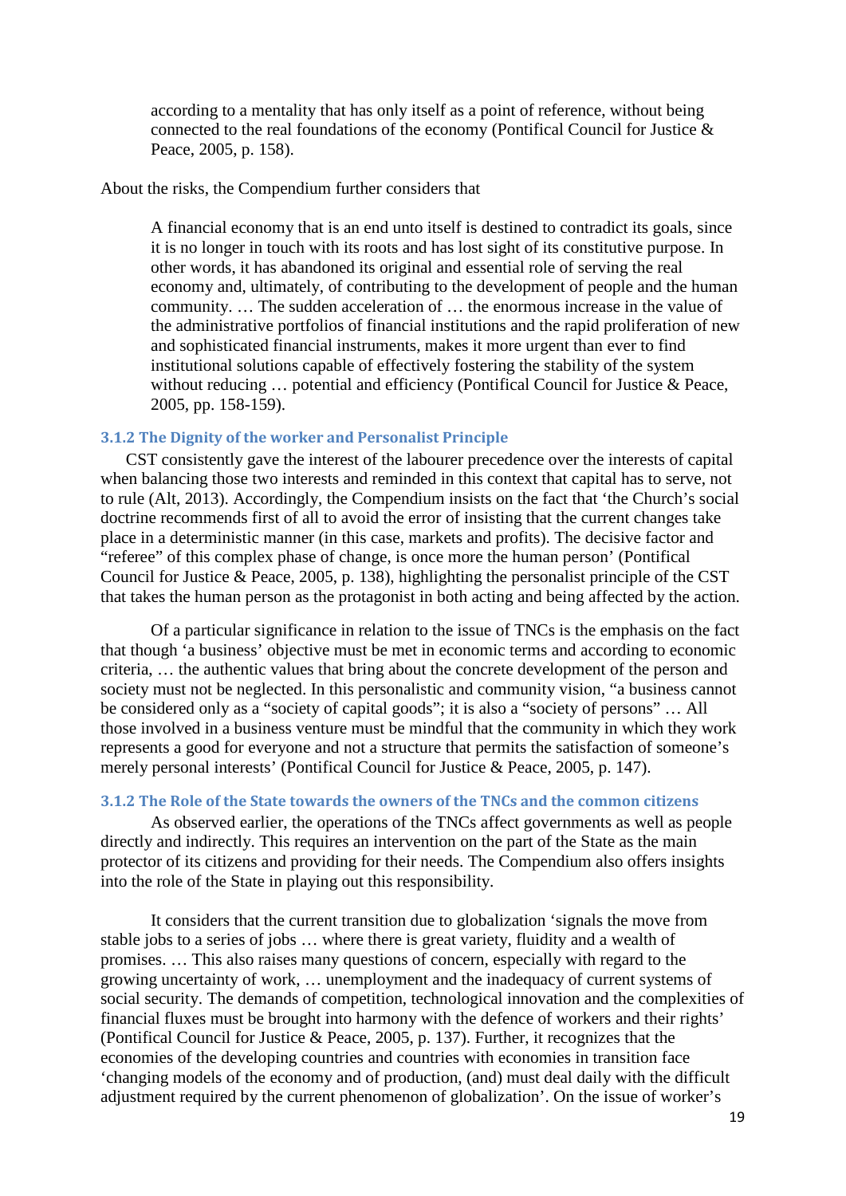> according to a mentality that has only itself as a point of reference, without being connected to the real foundations of the economy (Pontifical Council for Justice & Peace, 2005, p. 158).

About the risks, the Compendium further considers that

> A financial economy that is an end unto itself is destined to contradict its goals, since it is no longer in touch with its roots and has lost sight of its constitutive purpose. In other words, it has abandoned its original and essential role of serving the real economy and, ultimately, of contributing to the development of people and the human community. … The sudden acceleration of … the enormous increase in the value of the administrative portfolios of financial institutions and the rapid proliferation of new and sophisticated financial instruments, makes it more urgent than ever to find institutional solutions capable of effectively fostering the stability of the system without reducing … potential and efficiency (Pontifical Council for Justice & Peace, 2005, pp. 158-159).

### 3.1.2 The Dignity of the worker and Personalist Principle

CST consistently gave the interest of the labourer precedence over the interests of capital when balancing those two interests and reminded in this context that capital has to serve, not to rule (Alt, 2013). Accordingly, the Compendium insists on the fact that 'the Church's social doctrine recommends first of all to avoid the error of insisting that the current changes take place in a deterministic manner (in this case, markets and profits). The decisive factor and "referee" of this complex phase of change, is once more the human person' (Pontifical Council for Justice & Peace, 2005, p. 138), highlighting the personalist principle of the CST that takes the human person as the protagonist in both acting and being affected by the action.

Of a particular significance in relation to the issue of TNCs is the emphasis on the fact that though 'a business' objective must be met in economic terms and according to economic criteria, … the authentic values that bring about the concrete development of the person and society must not be neglected. In this personalistic and community vision, "a business cannot be considered only as a "society of capital goods"; it is also a "society of persons" … All those involved in a business venture must be mindful that the community in which they work represents a good for everyone and not a structure that permits the satisfaction of someone's merely personal interests' (Pontifical Council for Justice & Peace, 2005, p. 147).

### 3.1.2 The Role of the State towards the owners of the TNCs and the common citizens

As observed earlier, the operations of the TNCs affect governments as well as people directly and indirectly. This requires an intervention on the part of the State as the main protector of its citizens and providing for their needs. The Compendium also offers insights into the role of the State in playing out this responsibility.

It considers that the current transition due to globalization 'signals the move from stable jobs to a series of jobs … where there is great variety, fluidity and a wealth of promises. … This also raises many questions of concern, especially with regard to the growing uncertainty of work, … unemployment and the inadequacy of current systems of social security. The demands of competition, technological innovation and the complexities of financial fluxes must be brought into harmony with the defence of workers and their rights' (Pontifical Council for Justice & Peace, 2005, p. 137). Further, it recognizes that the economies of the developing countries and countries with economies in transition face 'changing models of the economy and of production, (and) must deal daily with the difficult adjustment required by the current phenomenon of globalization'. On the issue of worker's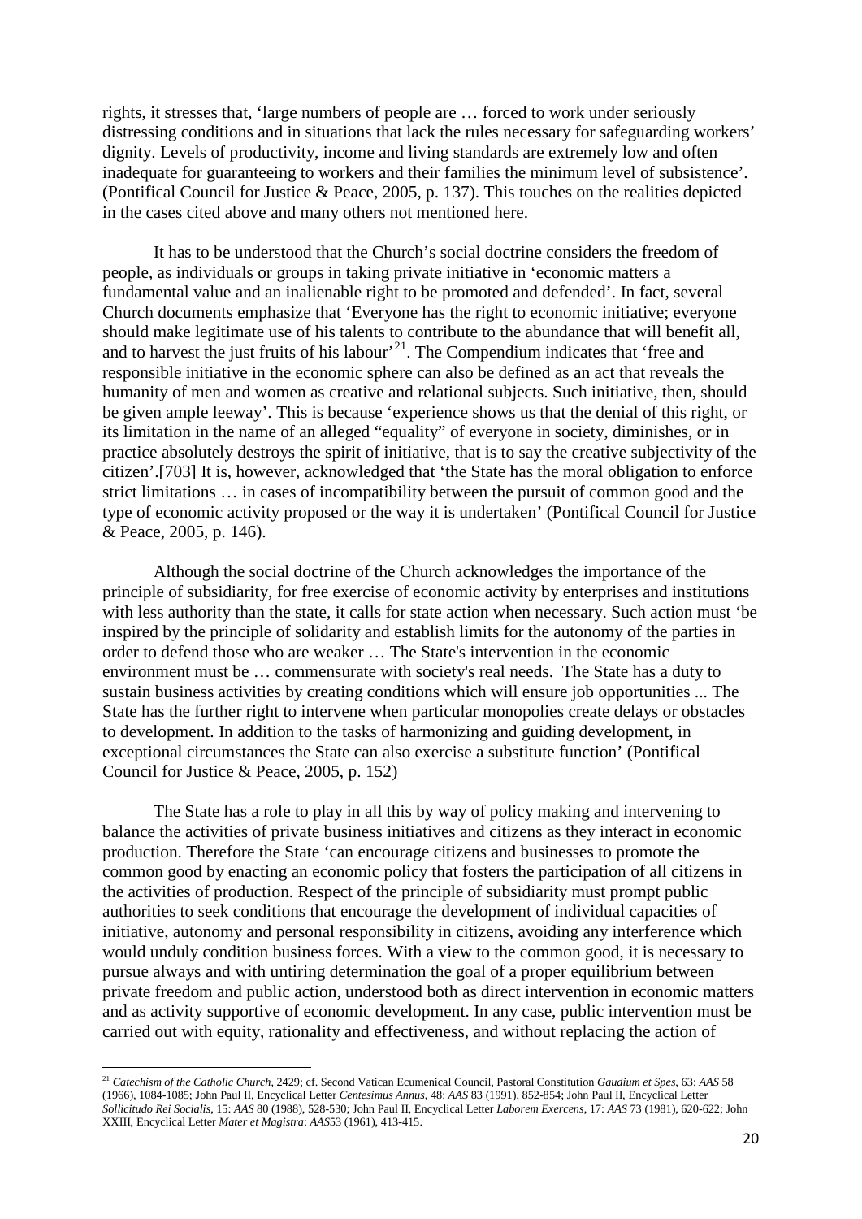rights, it stresses that, 'large numbers of people are … forced to work under seriously distressing conditions and in situations that lack the rules necessary for safeguarding workers' dignity. Levels of productivity, income and living standards are extremely low and often inadequate for guaranteeing to workers and their families the minimum level of subsistence'. (Pontifical Council for Justice & Peace, 2005, p. 137). This touches on the realities depicted in the cases cited above and many others not mentioned here.

It has to be understood that the Church's social doctrine considers the freedom of people, as individuals or groups in taking private initiative in 'economic matters a fundamental value and an inalienable right to be promoted and defended'. In fact, several Church documents emphasize that 'Everyone has the right to economic initiative; everyone should make legitimate use of his talents to contribute to the abundance that will benefit all, and to harvest the just fruits of his labour'[21]. The Compendium indicates that 'free and responsible initiative in the economic sphere can also be defined as an act that reveals the humanity of men and women as creative and relational subjects. Such initiative, then, should be given ample leeway'. This is because 'experience shows us that the denial of this right, or its limitation in the name of an alleged "equality" of everyone in society, diminishes, or in practice absolutely destroys the spirit of initiative, that is to say the creative subjectivity of the citizen'.[703] It is, however, acknowledged that 'the State has the moral obligation to enforce strict limitations … in cases of incompatibility between the pursuit of common good and the type of economic activity proposed or the way it is undertaken' (Pontifical Council for Justice & Peace, 2005, p. 146).

Although the social doctrine of the Church acknowledges the importance of the principle of subsidiarity, for free exercise of economic activity by enterprises and institutions with less authority than the state, it calls for state action when necessary. Such action must 'be inspired by the principle of solidarity and establish limits for the autonomy of the parties in order to defend those who are weaker … The State's intervention in the economic environment must be … commensurate with society's real needs. The State has a duty to sustain business activities by creating conditions which will ensure job opportunities ... The State has the further right to intervene when particular monopolies create delays or obstacles to development. In addition to the tasks of harmonizing and guiding development, in exceptional circumstances the State can also exercise a substitute function' (Pontifical Council for Justice & Peace, 2005, p. 152)

The State has a role to play in all this by way of policy making and intervening to balance the activities of private business initiatives and citizens as they interact in economic production. Therefore the State 'can encourage citizens and businesses to promote the common good by enacting an economic policy that fosters the participation of all citizens in the activities of production. Respect of the principle of subsidiarity must prompt public authorities to seek conditions that encourage the development of individual capacities of initiative, autonomy and personal responsibility in citizens, avoiding any interference which would unduly condition business forces. With a view to the common good, it is necessary to pursue always and with untiring determination the goal of a proper equilibrium between private freedom and public action, understood both as direct intervention in economic matters and as activity supportive of economic development. In any case, public intervention must be carried out with equity, rationality and effectiveness, and without replacing the action of

---

[21] *Catechism of the Catholic Church*, 2429; cf. Second Vatican Ecumenical Council, Pastoral Constitution *Gaudium et Spes*, 63: *AAS* 58 (1966), 1084-1085; John Paul II, Encyclical Letter *Centesimus Annus*, 48: *AAS* 83 (1991), 852-854; John Paul II, Encyclical Letter *Sollicitudo Rei Socialis*, 15: *AAS* 80 (1988), 528-530; John Paul II, Encyclical Letter *Laborem Exercens*, 17: *AAS* 73 (1981), 620-622; John XXIII, Encyclical Letter *Mater et Magistra*: *AAS*53 (1961), 413-415.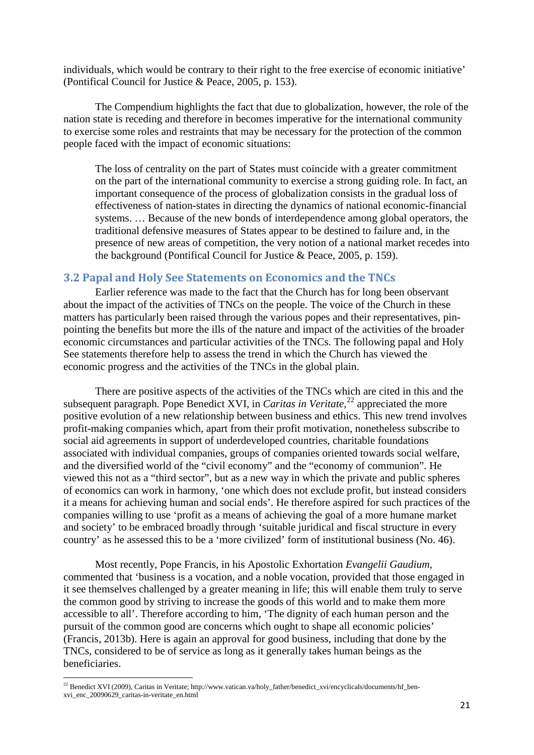individuals, which would be contrary to their right to the free exercise of economic initiative' (Pontifical Council for Justice & Peace, 2005, p. 153).

The Compendium highlights the fact that due to globalization, however, the role of the nation state is receding and therefore in becomes imperative for the international community to exercise some roles and restraints that may be necessary for the protection of the common people faced with the impact of economic situations:

> The loss of centrality on the part of States must coincide with a greater commitment on the part of the international community to exercise a strong guiding role. In fact, an important consequence of the process of globalization consists in the gradual loss of effectiveness of nation-states in directing the dynamics of national economic-financial systems. … Because of the new bonds of interdependence among global operators, the traditional defensive measures of States appear to be destined to failure and, in the presence of new areas of competition, the very notion of a national market recedes into the background (Pontifical Council for Justice & Peace, 2005, p. 159).

## 3.2 Papal and Holy See Statements on Economics and the TNCs

Earlier reference was made to the fact that the Church has for long been observant about the impact of the activities of TNCs on the people. The voice of the Church in these matters has particularly been raised through the various popes and their representatives, pin-pointing the benefits but more the ills of the nature and impact of the activities of the broader economic circumstances and particular activities of the TNCs. The following papal and Holy See statements therefore help to assess the trend in which the Church has viewed the economic progress and the activities of the TNCs in the global plain.

There are positive aspects of the activities of the TNCs which are cited in this and the subsequent paragraph. Pope Benedict XVI, in *Caritas in Veritate*,[22] appreciated the more positive evolution of a new relationship between business and ethics. This new trend involves profit-making companies which, apart from their profit motivation, nonetheless subscribe to social aid agreements in support of underdeveloped countries, charitable foundations associated with individual companies, groups of companies oriented towards social welfare, and the diversified world of the "civil economy" and the "economy of communion". He viewed this not as a "third sector", but as a new way in which the private and public spheres of economics can work in harmony, 'one which does not exclude profit, but instead considers it a means for achieving human and social ends'. He therefore aspired for such practices of the companies willing to use 'profit as a means of achieving the goal of a more humane market and society' to be embraced broadly through 'suitable juridical and fiscal structure in every country' as he assessed this to be a 'more civilized' form of institutional business (No. 46).

Most recently, Pope Francis, in his Apostolic Exhortation *Evangelii Gaudium*, commented that 'business is a vocation, and a noble vocation, provided that those engaged in it see themselves challenged by a greater meaning in life; this will enable them truly to serve the common good by striving to increase the goods of this world and to make them more accessible to all'. Therefore according to him, 'The dignity of each human person and the pursuit of the common good are concerns which ought to shape all economic policies' (Francis, 2013b). Here is again an approval for good business, including that done by the TNCs, considered to be of service as long as it generally takes human beings as the beneficiaries.

[22] Benedict XVI (2009), Caritas in Veritate; http://www.vatican.va/holy_father/benedict_xvi/encyclicals/documents/hf_ben-xvi_enc_20090629_caritas-in-veritate_en.html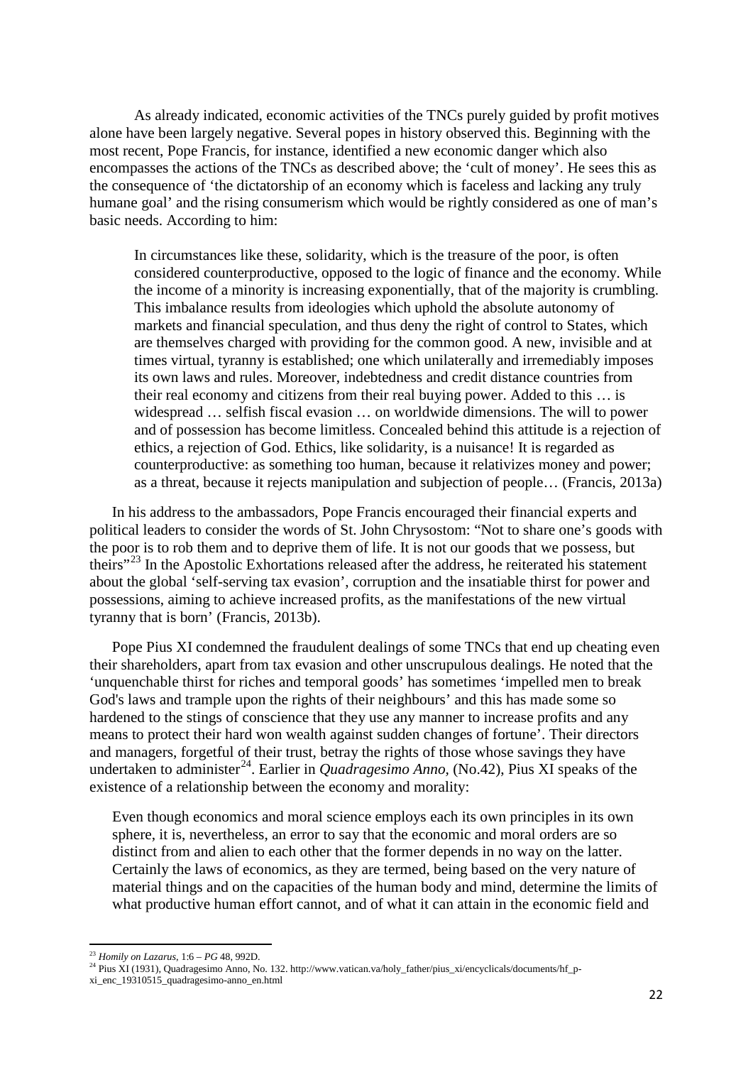As already indicated, economic activities of the TNCs purely guided by profit motives alone have been largely negative. Several popes in history observed this. Beginning with the most recent, Pope Francis, for instance, identified a new economic danger which also encompasses the actions of the TNCs as described above; the 'cult of money'. He sees this as the consequence of 'the dictatorship of an economy which is faceless and lacking any truly humane goal' and the rising consumerism which would be rightly considered as one of man's basic needs. According to him:

> In circumstances like these, solidarity, which is the treasure of the poor, is often considered counterproductive, opposed to the logic of finance and the economy. While the income of a minority is increasing exponentially, that of the majority is crumbling. This imbalance results from ideologies which uphold the absolute autonomy of markets and financial speculation, and thus deny the right of control to States, which are themselves charged with providing for the common good. A new, invisible and at times virtual, tyranny is established; one which unilaterally and irremediably imposes its own laws and rules. Moreover, indebtedness and credit distance countries from their real economy and citizens from their real buying power. Added to this … is widespread … selfish fiscal evasion … on worldwide dimensions. The will to power and of possession has become limitless. Concealed behind this attitude is a rejection of ethics, a rejection of God. Ethics, like solidarity, is a nuisance! It is regarded as counterproductive: as something too human, because it relativizes money and power; as a threat, because it rejects manipulation and subjection of people… (Francis, 2013a)

In his address to the ambassadors, Pope Francis encouraged their financial experts and political leaders to consider the words of St. John Chrysostom: "Not to share one's goods with the poor is to rob them and to deprive them of life. It is not our goods that we possess, but theirs"[23] In the Apostolic Exhortations released after the address, he reiterated his statement about the global 'self-serving tax evasion', corruption and the insatiable thirst for power and possessions, aiming to achieve increased profits, as the manifestations of the new virtual tyranny that is born' (Francis, 2013b).

Pope Pius XI condemned the fraudulent dealings of some TNCs that end up cheating even their shareholders, apart from tax evasion and other unscrupulous dealings. He noted that the 'unquenchable thirst for riches and temporal goods' has sometimes 'impelled men to break God's laws and trample upon the rights of their neighbours' and this has made some so hardened to the stings of conscience that they use any manner to increase profits and any means to protect their hard won wealth against sudden changes of fortune'. Their directors and managers, forgetful of their trust, betray the rights of those whose savings they have undertaken to administer[24]. Earlier in *Quadragesimo Anno*, (No.42), Pius XI speaks of the existence of a relationship between the economy and morality:

> Even though economics and moral science employs each its own principles in its own sphere, it is, nevertheless, an error to say that the economic and moral orders are so distinct from and alien to each other that the former depends in no way on the latter. Certainly the laws of economics, as they are termed, being based on the very nature of material things and on the capacities of the human body and mind, determine the limits of what productive human effort cannot, and of what it can attain in the economic field and

---

[23] *Homily on Lazarus*, 1:6 – *PG* 48, 992D.

[24] Pius XI (1931), Quadragesimo Anno, No. 132. http://www.vatican.va/holy_father/pius_xi/encyclicals/documents/hf_p-xi_enc_19310515_quadragesimo-anno_en.html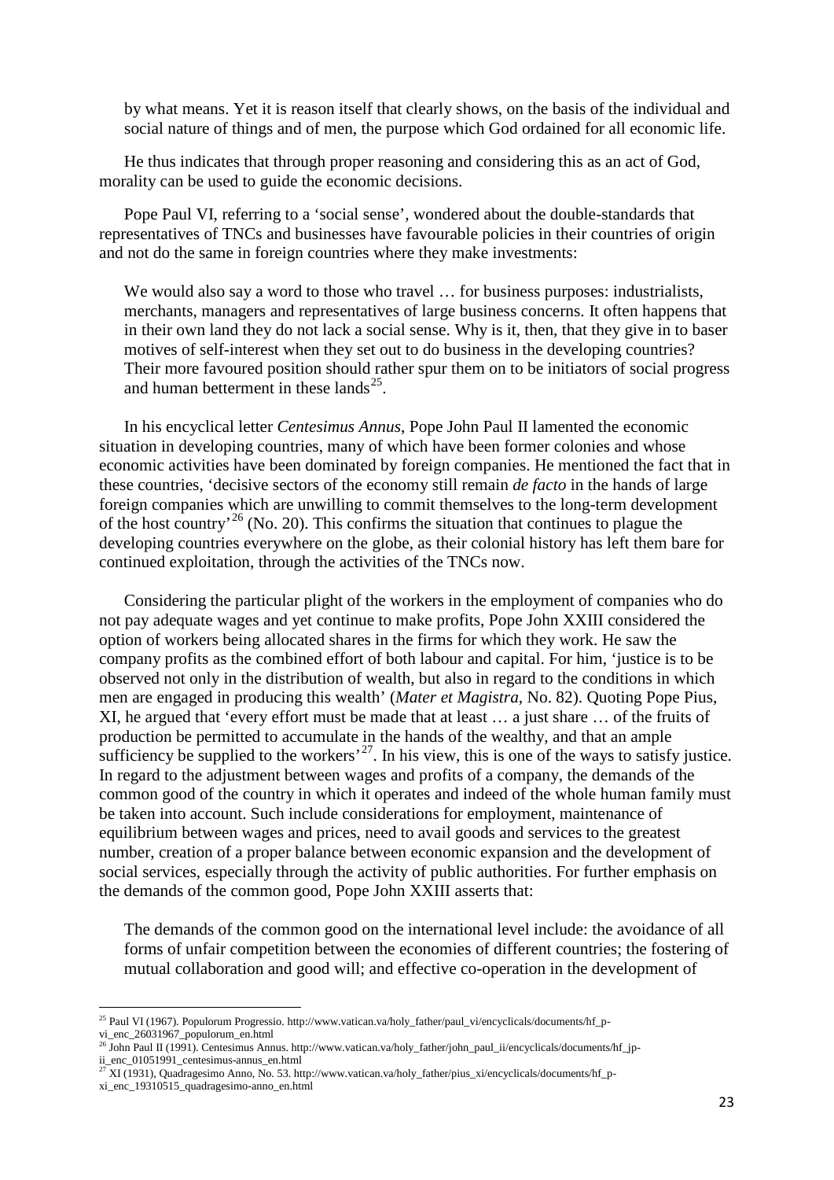> by what means. Yet it is reason itself that clearly shows, on the basis of the individual and social nature of things and of men, the purpose which God ordained for all economic life.

He thus indicates that through proper reasoning and considering this as an act of God, morality can be used to guide the economic decisions.

Pope Paul VI, referring to a 'social sense', wondered about the double-standards that representatives of TNCs and businesses have favourable policies in their countries of origin and not do the same in foreign countries where they make investments:

> We would also say a word to those who travel … for business purposes: industrialists, merchants, managers and representatives of large business concerns. It often happens that in their own land they do not lack a social sense. Why is it, then, that they give in to baser motives of self-interest when they set out to do business in the developing countries? Their more favoured position should rather spur them on to be initiators of social progress and human betterment in these lands[25].

In his encyclical letter *Centesimus Annus*, Pope John Paul II lamented the economic situation in developing countries, many of which have been former colonies and whose economic activities have been dominated by foreign companies. He mentioned the fact that in these countries, 'decisive sectors of the economy still remain *de facto* in the hands of large foreign companies which are unwilling to commit themselves to the long-term development of the host country'[26] (No. 20). This confirms the situation that continues to plague the developing countries everywhere on the globe, as their colonial history has left them bare for continued exploitation, through the activities of the TNCs now.

Considering the particular plight of the workers in the employment of companies who do not pay adequate wages and yet continue to make profits, Pope John XXIII considered the option of workers being allocated shares in the firms for which they work. He saw the company profits as the combined effort of both labour and capital. For him, 'justice is to be observed not only in the distribution of wealth, but also in regard to the conditions in which men are engaged in producing this wealth' (*Mater et Magistra*, No. 82). Quoting Pope Pius, XI, he argued that 'every effort must be made that at least … a just share … of the fruits of production be permitted to accumulate in the hands of the wealthy, and that an ample sufficiency be supplied to the workers'[27]. In his view, this is one of the ways to satisfy justice. In regard to the adjustment between wages and profits of a company, the demands of the common good of the country in which it operates and indeed of the whole human family must be taken into account. Such include considerations for employment, maintenance of equilibrium between wages and prices, need to avail goods and services to the greatest number, creation of a proper balance between economic expansion and the development of social services, especially through the activity of public authorities. For further emphasis on the demands of the common good, Pope John XXIII asserts that:

> The demands of the common good on the international level include: the avoidance of all forms of unfair competition between the economies of different countries; the fostering of mutual collaboration and good will; and effective co-operation in the development of

[25] Paul VI (1967). Populorum Progressio. http://www.vatican.va/holy_father/paul_vi/encyclicals/documents/hf_p-vi_enc_26031967_populorum_en.html

[26] John Paul II (1991). Centesimus Annus. http://www.vatican.va/holy_father/john_paul_ii/encyclicals/documents/hf_jp-ii_enc_01051991_centesimus-annus_en.html

[27] XI (1931), Quadragesimo Anno, No. 53. http://www.vatican.va/holy_father/pius_xi/encyclicals/documents/hf_p-xi_enc_19310515_quadragesimo-anno_en.html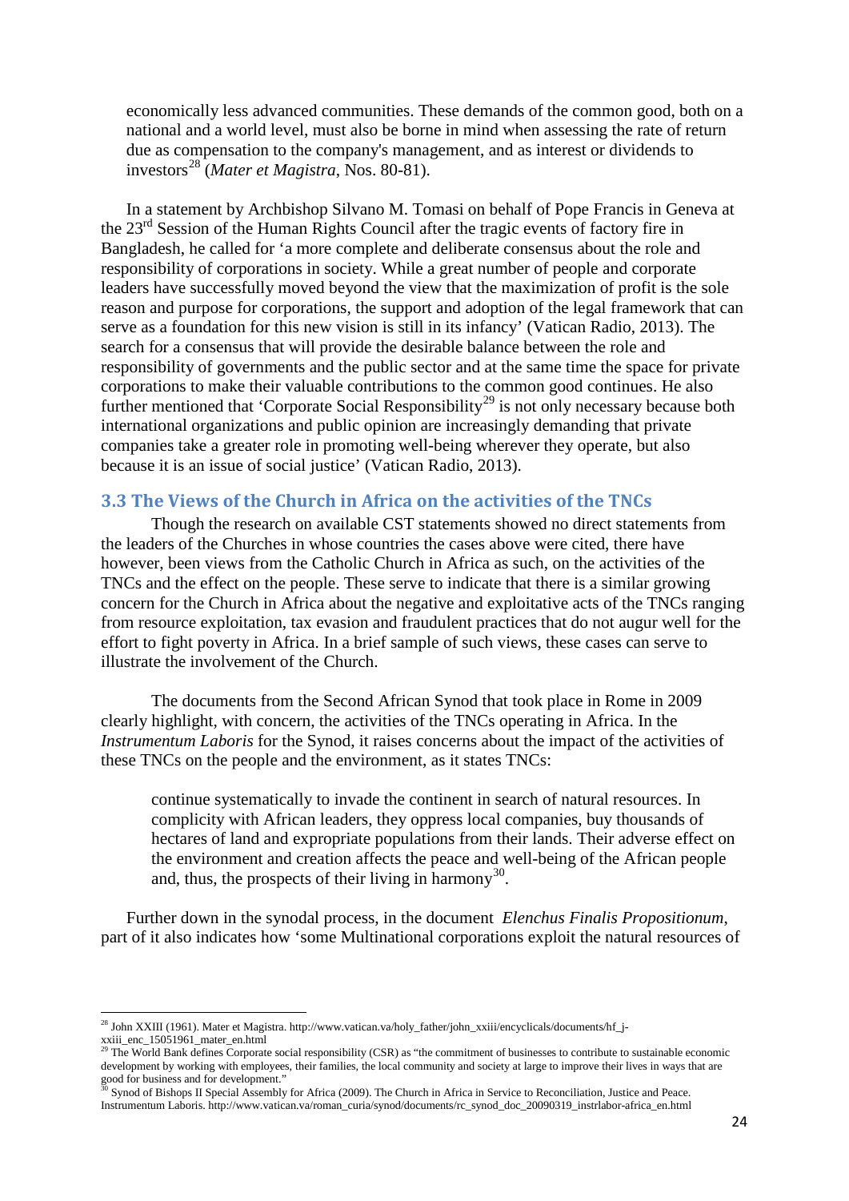economically less advanced communities. These demands of the common good, both on a national and a world level, must also be borne in mind when assessing the rate of return due as compensation to the company's management, and as interest or dividends to investors[28] (*Mater et Magistra*, Nos. 80-81).

In a statement by Archbishop Silvano M. Tomasi on behalf of Pope Francis in Geneva at the 23rd Session of the Human Rights Council after the tragic events of factory fire in Bangladesh, he called for 'a more complete and deliberate consensus about the role and responsibility of corporations in society. While a great number of people and corporate leaders have successfully moved beyond the view that the maximization of profit is the sole reason and purpose for corporations, the support and adoption of the legal framework that can serve as a foundation for this new vision is still in its infancy' (Vatican Radio, 2013). The search for a consensus that will provide the desirable balance between the role and responsibility of governments and the public sector and at the same time the space for private corporations to make their valuable contributions to the common good continues. He also further mentioned that 'Corporate Social Responsibility[29] is not only necessary because both international organizations and public opinion are increasingly demanding that private companies take a greater role in promoting well-being wherever they operate, but also because it is an issue of social justice' (Vatican Radio, 2013).

### 3.3 The Views of the Church in Africa on the activities of the TNCs

Though the research on available CST statements showed no direct statements from the leaders of the Churches in whose countries the cases above were cited, there have however, been views from the Catholic Church in Africa as such, on the activities of the TNCs and the effect on the people. These serve to indicate that there is a similar growing concern for the Church in Africa about the negative and exploitative acts of the TNCs ranging from resource exploitation, tax evasion and fraudulent practices that do not augur well for the effort to fight poverty in Africa. In a brief sample of such views, these cases can serve to illustrate the involvement of the Church.

The documents from the Second African Synod that took place in Rome in 2009 clearly highlight, with concern, the activities of the TNCs operating in Africa. In the *Instrumentum Laboris* for the Synod, it raises concerns about the impact of the activities of these TNCs on the people and the environment, as it states TNCs:

> continue systematically to invade the continent in search of natural resources. In complicity with African leaders, they oppress local companies, buy thousands of hectares of land and expropriate populations from their lands. Their adverse effect on the environment and creation affects the peace and well-being of the African people and, thus, the prospects of their living in harmony[30].

Further down in the synodal process, in the document *Elenchus Finalis Propositionum*, part of it also indicates how 'some Multinational corporations exploit the natural resources of

---

[28] John XXIII (1961). Mater et Magistra. http://www.vatican.va/holy_father/john_xxiii/encyclicals/documents/hf_j-xxiii_enc_15051961_mater_en.html

[29] The World Bank defines Corporate social responsibility (CSR) as "the commitment of businesses to contribute to sustainable economic development by working with employees, their families, the local community and society at large to improve their lives in ways that are good for business and for development."

[30] Synod of Bishops II Special Assembly for Africa (2009). The Church in Africa in Service to Reconciliation, Justice and Peace. Instrumentum Laboris. http://www.vatican.va/roman_curia/synod/documents/rc_synod_doc_20090319_instrlabor-africa_en.html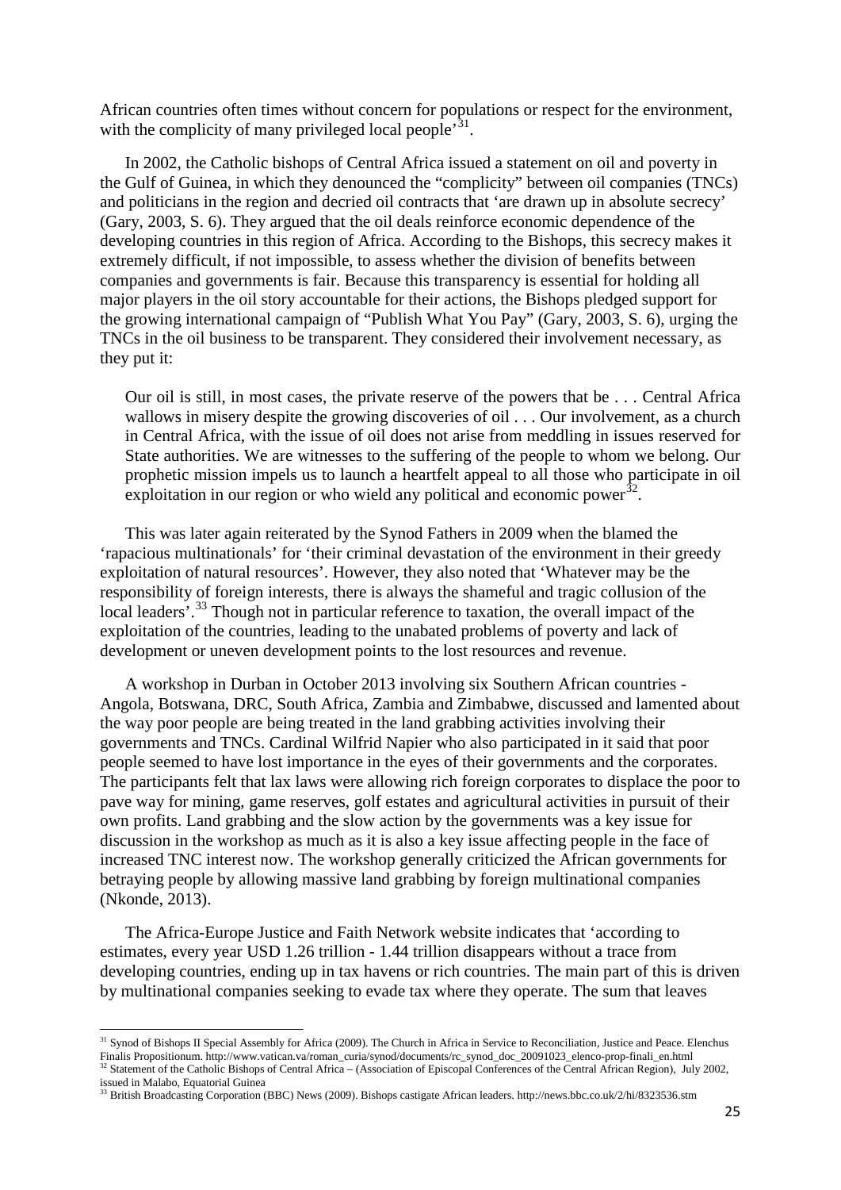African countries often times without concern for populations or respect for the environment, with the complicity of many privileged local people'[31].

In 2002, the Catholic bishops of Central Africa issued a statement on oil and poverty in the Gulf of Guinea, in which they denounced the "complicity" between oil companies (TNCs) and politicians in the region and decried oil contracts that 'are drawn up in absolute secrecy' (Gary, 2003, S. 6). They argued that the oil deals reinforce economic dependence of the developing countries in this region of Africa. According to the Bishops, this secrecy makes it extremely difficult, if not impossible, to assess whether the division of benefits between companies and governments is fair. Because this transparency is essential for holding all major players in the oil story accountable for their actions, the Bishops pledged support for the growing international campaign of "Publish What You Pay" (Gary, 2003, S. 6), urging the TNCs in the oil business to be transparent. They considered their involvement necessary, as they put it:

> Our oil is still, in most cases, the private reserve of the powers that be . . . Central Africa wallows in misery despite the growing discoveries of oil . . . Our involvement, as a church in Central Africa, with the issue of oil does not arise from meddling in issues reserved for State authorities. We are witnesses to the suffering of the people to whom we belong. Our prophetic mission impels us to launch a heartfelt appeal to all those who participate in oil exploitation in our region or who wield any political and economic power[32].

This was later again reiterated by the Synod Fathers in 2009 when the blamed the 'rapacious multinationals' for 'their criminal devastation of the environment in their greedy exploitation of natural resources'. However, they also noted that 'Whatever may be the responsibility of foreign interests, there is always the shameful and tragic collusion of the local leaders'.[33] Though not in particular reference to taxation, the overall impact of the exploitation of the countries, leading to the unabated problems of poverty and lack of development or uneven development points to the lost resources and revenue.

A workshop in Durban in October 2013 involving six Southern African countries - Angola, Botswana, DRC, South Africa, Zambia and Zimbabwe, discussed and lamented about the way poor people are being treated in the land grabbing activities involving their governments and TNCs. Cardinal Wilfrid Napier who also participated in it said that poor people seemed to have lost importance in the eyes of their governments and the corporates. The participants felt that lax laws were allowing rich foreign corporates to displace the poor to pave way for mining, game reserves, golf estates and agricultural activities in pursuit of their own profits. Land grabbing and the slow action by the governments was a key issue for discussion in the workshop as much as it is also a key issue affecting people in the face of increased TNC interest now. The workshop generally criticized the African governments for betraying people by allowing massive land grabbing by foreign multinational companies (Nkonde, 2013).

The Africa-Europe Justice and Faith Network website indicates that 'according to estimates, every year USD 1.26 trillion - 1.44 trillion disappears without a trace from developing countries, ending up in tax havens or rich countries. The main part of this is driven by multinational companies seeking to evade tax where they operate. The sum that leaves

---

[31] Synod of Bishops II Special Assembly for Africa (2009). The Church in Africa in Service to Reconciliation, Justice and Peace. Elenchus Finalis Propositionum. http://www.vatican.va/roman_curia/synod/documents/rc_synod_doc_20091023_elenco-prop-finali_en.html

[32] Statement of the Catholic Bishops of Central Africa – (Association of Episcopal Conferences of the Central African Region), July 2002, issued in Malabo, Equatorial Guinea

[33] British Broadcasting Corporation (BBC) News (2009). Bishops castigate African leaders. http://news.bbc.co.uk/2/hi/8323536.stm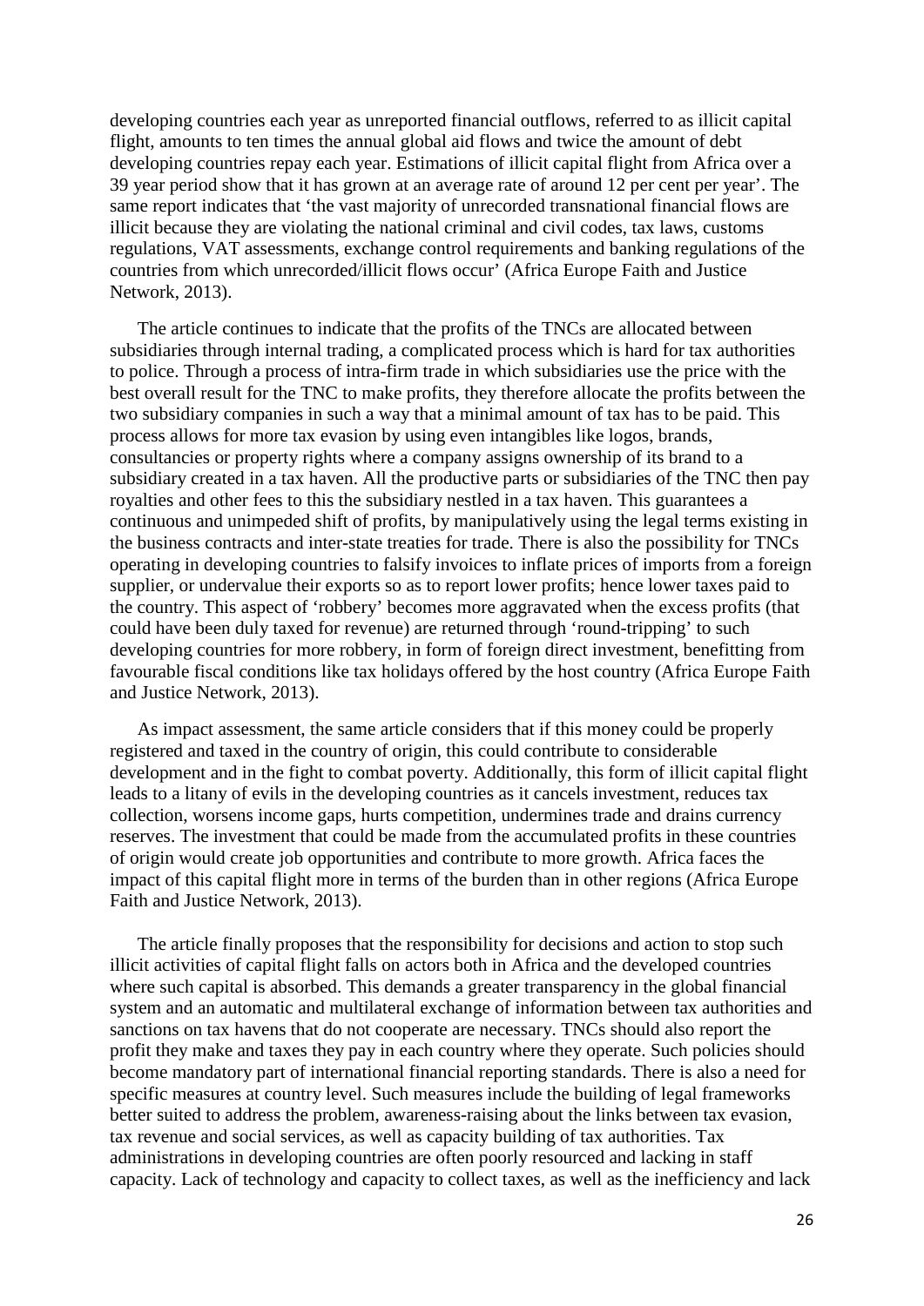developing countries each year as unreported financial outflows, referred to as illicit capital flight, amounts to ten times the annual global aid flows and twice the amount of debt developing countries repay each year. Estimations of illicit capital flight from Africa over a 39 year period show that it has grown at an average rate of around 12 per cent per year'. The same report indicates that 'the vast majority of unrecorded transnational financial flows are illicit because they are violating the national criminal and civil codes, tax laws, customs regulations, VAT assessments, exchange control requirements and banking regulations of the countries from which unrecorded/illicit flows occur' (Africa Europe Faith and Justice Network, 2013).

The article continues to indicate that the profits of the TNCs are allocated between subsidiaries through internal trading, a complicated process which is hard for tax authorities to police. Through a process of intra-firm trade in which subsidiaries use the price with the best overall result for the TNC to make profits, they therefore allocate the profits between the two subsidiary companies in such a way that a minimal amount of tax has to be paid. This process allows for more tax evasion by using even intangibles like logos, brands, consultancies or property rights where a company assigns ownership of its brand to a subsidiary created in a tax haven. All the productive parts or subsidiaries of the TNC then pay royalties and other fees to this the subsidiary nestled in a tax haven. This guarantees a continuous and unimpeded shift of profits, by manipulatively using the legal terms existing in the business contracts and inter-state treaties for trade. There is also the possibility for TNCs operating in developing countries to falsify invoices to inflate prices of imports from a foreign supplier, or undervalue their exports so as to report lower profits; hence lower taxes paid to the country. This aspect of 'robbery' becomes more aggravated when the excess profits (that could have been duly taxed for revenue) are returned through 'round-tripping' to such developing countries for more robbery, in form of foreign direct investment, benefitting from favourable fiscal conditions like tax holidays offered by the host country (Africa Europe Faith and Justice Network, 2013).

As impact assessment, the same article considers that if this money could be properly registered and taxed in the country of origin, this could contribute to considerable development and in the fight to combat poverty. Additionally, this form of illicit capital flight leads to a litany of evils in the developing countries as it cancels investment, reduces tax collection, worsens income gaps, hurts competition, undermines trade and drains currency reserves. The investment that could be made from the accumulated profits in these countries of origin would create job opportunities and contribute to more growth. Africa faces the impact of this capital flight more in terms of the burden than in other regions (Africa Europe Faith and Justice Network, 2013).

The article finally proposes that the responsibility for decisions and action to stop such illicit activities of capital flight falls on actors both in Africa and the developed countries where such capital is absorbed. This demands a greater transparency in the global financial system and an automatic and multilateral exchange of information between tax authorities and sanctions on tax havens that do not cooperate are necessary. TNCs should also report the profit they make and taxes they pay in each country where they operate. Such policies should become mandatory part of international financial reporting standards. There is also a need for specific measures at country level. Such measures include the building of legal frameworks better suited to address the problem, awareness-raising about the links between tax evasion, tax revenue and social services, as well as capacity building of tax authorities. Tax administrations in developing countries are often poorly resourced and lacking in staff capacity. Lack of technology and capacity to collect taxes, as well as the inefficiency and lack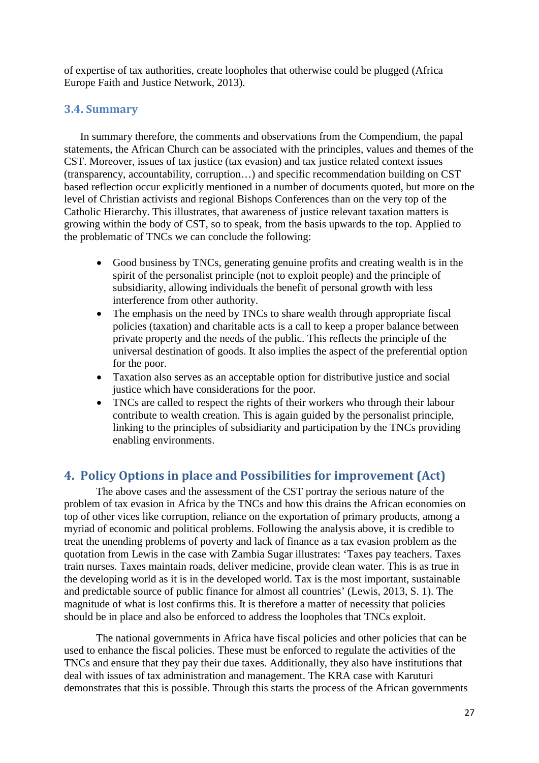of expertise of tax authorities, create loopholes that otherwise could be plugged (Africa Europe Faith and Justice Network, 2013).

### 3.4. Summary

In summary therefore, the comments and observations from the Compendium, the papal statements, the African Church can be associated with the principles, values and themes of the CST. Moreover, issues of tax justice (tax evasion) and tax justice related context issues (transparency, accountability, corruption…) and specific recommendation building on CST based reflection occur explicitly mentioned in a number of documents quoted, but more on the level of Christian activists and regional Bishops Conferences than on the very top of the Catholic Hierarchy. This illustrates, that awareness of justice relevant taxation matters is growing within the body of CST, so to speak, from the basis upwards to the top. Applied to the problematic of TNCs we can conclude the following:

- Good business by TNCs, generating genuine profits and creating wealth is in the spirit of the personalist principle (not to exploit people) and the principle of subsidiarity, allowing individuals the benefit of personal growth with less interference from other authority.
- The emphasis on the need by TNCs to share wealth through appropriate fiscal policies (taxation) and charitable acts is a call to keep a proper balance between private property and the needs of the public. This reflects the principle of the universal destination of goods. It also implies the aspect of the preferential option for the poor.
- Taxation also serves as an acceptable option for distributive justice and social justice which have considerations for the poor.
- TNCs are called to respect the rights of their workers who through their labour contribute to wealth creation. This is again guided by the personalist principle, linking to the principles of subsidiarity and participation by the TNCs providing enabling environments.

## 4. Policy Options in place and Possibilities for improvement (Act)

The above cases and the assessment of the CST portray the serious nature of the problem of tax evasion in Africa by the TNCs and how this drains the African economies on top of other vices like corruption, reliance on the exportation of primary products, among a myriad of economic and political problems. Following the analysis above, it is credible to treat the unending problems of poverty and lack of finance as a tax evasion problem as the quotation from Lewis in the case with Zambia Sugar illustrates: 'Taxes pay teachers. Taxes train nurses. Taxes maintain roads, deliver medicine, provide clean water. This is as true in the developing world as it is in the developed world. Tax is the most important, sustainable and predictable source of public finance for almost all countries' (Lewis, 2013, S. 1). The magnitude of what is lost confirms this. It is therefore a matter of necessity that policies should be in place and also be enforced to address the loopholes that TNCs exploit.

The national governments in Africa have fiscal policies and other policies that can be used to enhance the fiscal policies. These must be enforced to regulate the activities of the TNCs and ensure that they pay their due taxes. Additionally, they also have institutions that deal with issues of tax administration and management. The KRA case with Karuturi demonstrates that this is possible. Through this starts the process of the African governments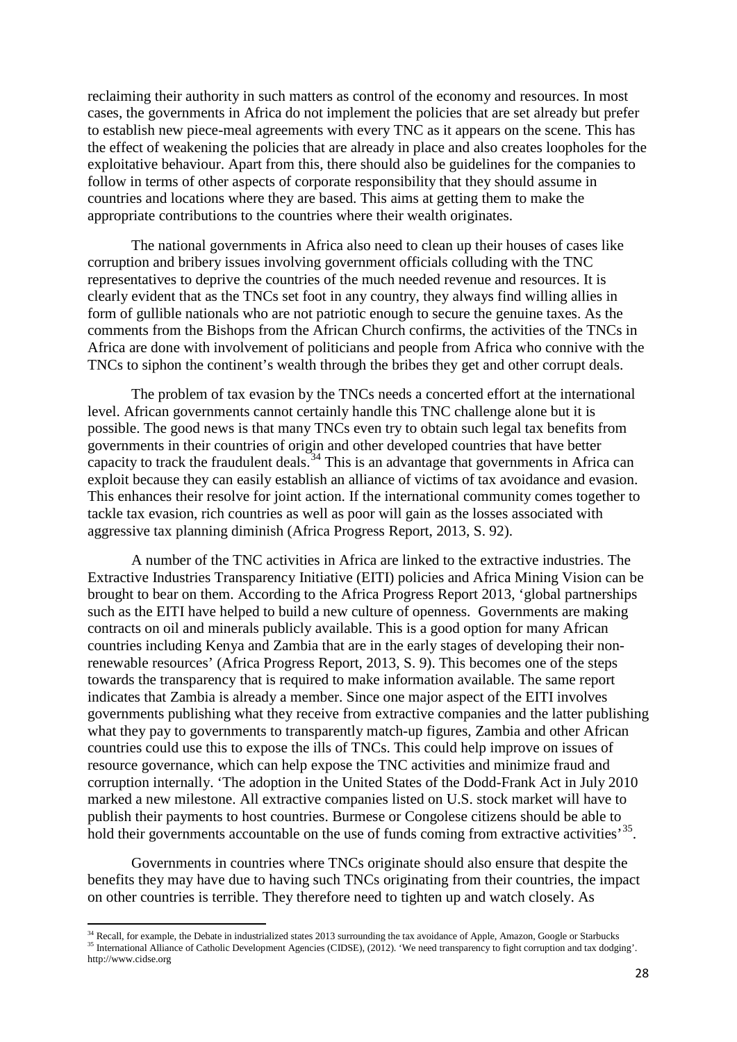reclaiming their authority in such matters as control of the economy and resources. In most cases, the governments in Africa do not implement the policies that are set already but prefer to establish new piece-meal agreements with every TNC as it appears on the scene. This has the effect of weakening the policies that are already in place and also creates loopholes for the exploitative behaviour. Apart from this, there should also be guidelines for the companies to follow in terms of other aspects of corporate responsibility that they should assume in countries and locations where they are based. This aims at getting them to make the appropriate contributions to the countries where their wealth originates.

The national governments in Africa also need to clean up their houses of cases like corruption and bribery issues involving government officials colluding with the TNC representatives to deprive the countries of the much needed revenue and resources. It is clearly evident that as the TNCs set foot in any country, they always find willing allies in form of gullible nationals who are not patriotic enough to secure the genuine taxes. As the comments from the Bishops from the African Church confirms, the activities of the TNCs in Africa are done with involvement of politicians and people from Africa who connive with the TNCs to siphon the continent's wealth through the bribes they get and other corrupt deals.

The problem of tax evasion by the TNCs needs a concerted effort at the international level. African governments cannot certainly handle this TNC challenge alone but it is possible. The good news is that many TNCs even try to obtain such legal tax benefits from governments in their countries of origin and other developed countries that have better capacity to track the fraudulent deals.[34] This is an advantage that governments in Africa can exploit because they can easily establish an alliance of victims of tax avoidance and evasion. This enhances their resolve for joint action. If the international community comes together to tackle tax evasion, rich countries as well as poor will gain as the losses associated with aggressive tax planning diminish (Africa Progress Report, 2013, S. 92).

A number of the TNC activities in Africa are linked to the extractive industries. The Extractive Industries Transparency Initiative (EITI) policies and Africa Mining Vision can be brought to bear on them. According to the Africa Progress Report 2013, 'global partnerships such as the EITI have helped to build a new culture of openness. Governments are making contracts on oil and minerals publicly available. This is a good option for many African countries including Kenya and Zambia that are in the early stages of developing their non-renewable resources' (Africa Progress Report, 2013, S. 9). This becomes one of the steps towards the transparency that is required to make information available. The same report indicates that Zambia is already a member. Since one major aspect of the EITI involves governments publishing what they receive from extractive companies and the latter publishing what they pay to governments to transparently match-up figures, Zambia and other African countries could use this to expose the ills of TNCs. This could help improve on issues of resource governance, which can help expose the TNC activities and minimize fraud and corruption internally. 'The adoption in the United States of the Dodd-Frank Act in July 2010 marked a new milestone. All extractive companies listed on U.S. stock market will have to publish their payments to host countries. Burmese or Congolese citizens should be able to hold their governments accountable on the use of funds coming from extractive activities'[35].

Governments in countries where TNCs originate should also ensure that despite the benefits they may have due to having such TNCs originating from their countries, the impact on other countries is terrible. They therefore need to tighten up and watch closely. As

---

[34] Recall, for example, the Debate in industrialized states 2013 surrounding the tax avoidance of Apple, Amazon, Google or Starbucks

[35] International Alliance of Catholic Development Agencies (CIDSE), (2012). 'We need transparency to fight corruption and tax dodging'. http://www.cidse.org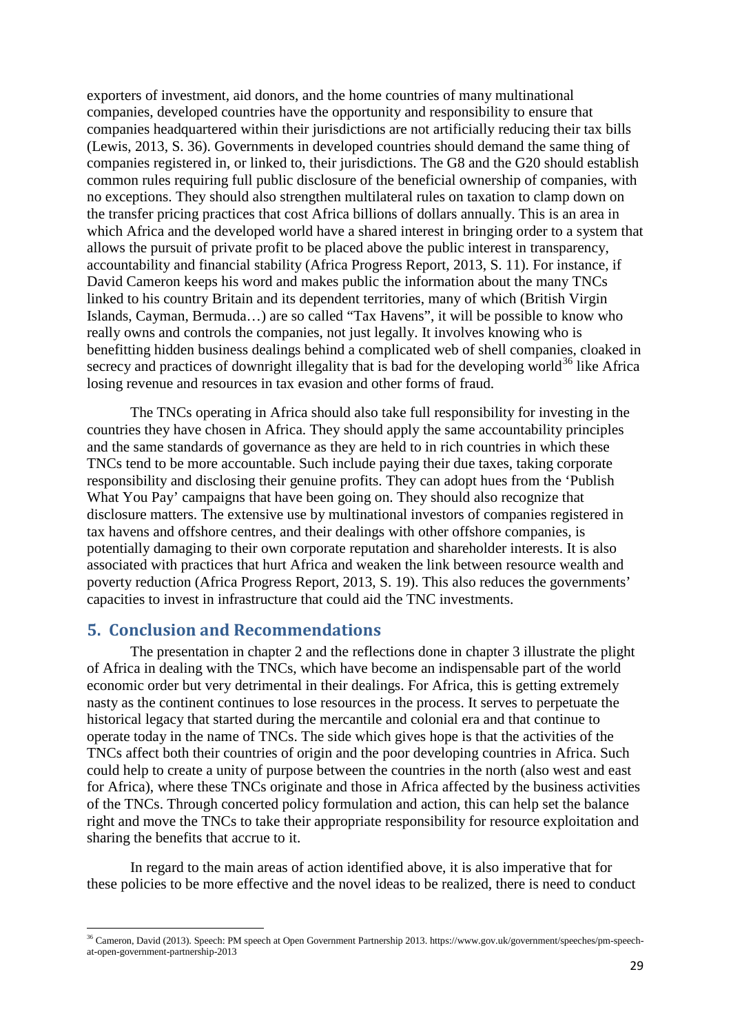exporters of investment, aid donors, and the home countries of many multinational companies, developed countries have the opportunity and responsibility to ensure that companies headquartered within their jurisdictions are not artificially reducing their tax bills (Lewis, 2013, S. 36). Governments in developed countries should demand the same thing of companies registered in, or linked to, their jurisdictions. The G8 and the G20 should establish common rules requiring full public disclosure of the beneficial ownership of companies, with no exceptions. They should also strengthen multilateral rules on taxation to clamp down on the transfer pricing practices that cost Africa billions of dollars annually. This is an area in which Africa and the developed world have a shared interest in bringing order to a system that allows the pursuit of private profit to be placed above the public interest in transparency, accountability and financial stability (Africa Progress Report, 2013, S. 11). For instance, if David Cameron keeps his word and makes public the information about the many TNCs linked to his country Britain and its dependent territories, many of which (British Virgin Islands, Cayman, Bermuda…) are so called "Tax Havens", it will be possible to know who really owns and controls the companies, not just legally. It involves knowing who is benefitting hidden business dealings behind a complicated web of shell companies, cloaked in secrecy and practices of downright illegality that is bad for the developing world[36] like Africa losing revenue and resources in tax evasion and other forms of fraud.

The TNCs operating in Africa should also take full responsibility for investing in the countries they have chosen in Africa. They should apply the same accountability principles and the same standards of governance as they are held to in rich countries in which these TNCs tend to be more accountable. Such include paying their due taxes, taking corporate responsibility and disclosing their genuine profits. They can adopt hues from the 'Publish What You Pay' campaigns that have been going on. They should also recognize that disclosure matters. The extensive use by multinational investors of companies registered in tax havens and offshore centres, and their dealings with other offshore companies, is potentially damaging to their own corporate reputation and shareholder interests. It is also associated with practices that hurt Africa and weaken the link between resource wealth and poverty reduction (Africa Progress Report, 2013, S. 19). This also reduces the governments' capacities to invest in infrastructure that could aid the TNC investments.

## 5. Conclusion and Recommendations

The presentation in chapter 2 and the reflections done in chapter 3 illustrate the plight of Africa in dealing with the TNCs, which have become an indispensable part of the world economic order but very detrimental in their dealings. For Africa, this is getting extremely nasty as the continent continues to lose resources in the process. It serves to perpetuate the historical legacy that started during the mercantile and colonial era and that continue to operate today in the name of TNCs. The side which gives hope is that the activities of the TNCs affect both their countries of origin and the poor developing countries in Africa. Such could help to create a unity of purpose between the countries in the north (also west and east for Africa), where these TNCs originate and those in Africa affected by the business activities of the TNCs. Through concerted policy formulation and action, this can help set the balance right and move the TNCs to take their appropriate responsibility for resource exploitation and sharing the benefits that accrue to it.

In regard to the main areas of action identified above, it is also imperative that for these policies to be more effective and the novel ideas to be realized, there is need to conduct

[36] Cameron, David (2013). Speech: PM speech at Open Government Partnership 2013. https://www.gov.uk/government/speeches/pm-speech-at-open-government-partnership-2013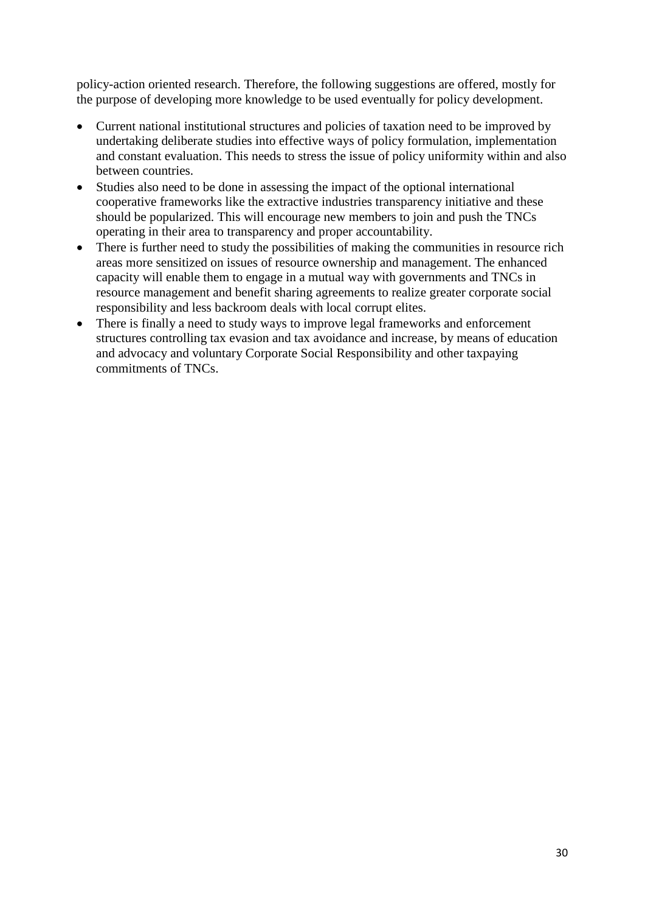policy-action oriented research. Therefore, the following suggestions are offered, mostly for the purpose of developing more knowledge to be used eventually for policy development.

- Current national institutional structures and policies of taxation need to be improved by undertaking deliberate studies into effective ways of policy formulation, implementation and constant evaluation. This needs to stress the issue of policy uniformity within and also between countries.
- Studies also need to be done in assessing the impact of the optional international cooperative frameworks like the extractive industries transparency initiative and these should be popularized. This will encourage new members to join and push the TNCs operating in their area to transparency and proper accountability.
- There is further need to study the possibilities of making the communities in resource rich areas more sensitized on issues of resource ownership and management. The enhanced capacity will enable them to engage in a mutual way with governments and TNCs in resource management and benefit sharing agreements to realize greater corporate social responsibility and less backroom deals with local corrupt elites.
- There is finally a need to study ways to improve legal frameworks and enforcement structures controlling tax evasion and tax avoidance and increase, by means of education and advocacy and voluntary Corporate Social Responsibility and other taxpaying commitments of TNCs.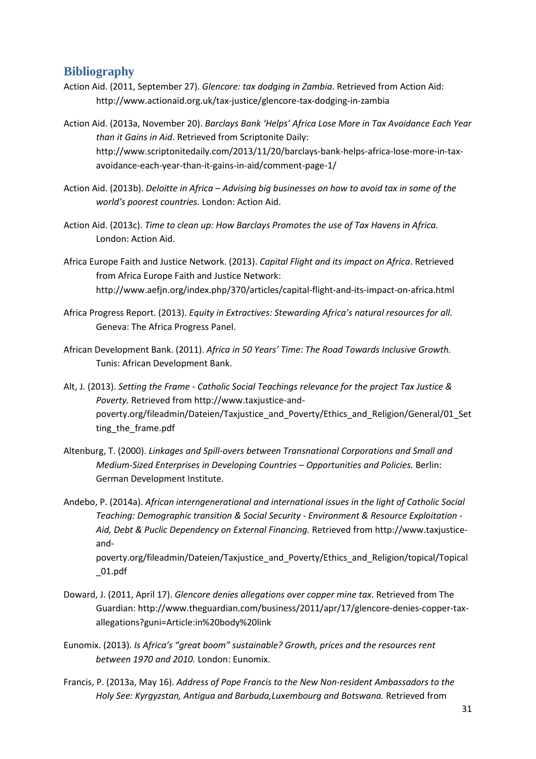## Bibliography

Action Aid. (2011, September 27). *Glencore: tax dodging in Zambia*. Retrieved from Action Aid: http://www.actionaid.org.uk/tax-justice/glencore-tax-dodging-in-zambia

Action Aid. (2013a, November 20). *Barclays Bank 'Helps' Africa Lose More in Tax Avoidance Each Year than it Gains in Aid*. Retrieved from Scriptonite Daily: http://www.scriptonitedaily.com/2013/11/20/barclays-bank-helps-africa-lose-more-in-tax-avoidance-each-year-than-it-gains-in-aid/comment-page-1/

Action Aid. (2013b). *Deloitte in Africa – Advising big businesses on how to avoid tax in some of the world's poorest countries.* London: Action Aid.

Action Aid. (2013c). *Time to clean up: How Barclays Promotes the use of Tax Havens in Africa.* London: Action Aid.

Africa Europe Faith and Justice Network. (2013). *Capital Flight and its impact on Africa*. Retrieved from Africa Europe Faith and Justice Network: http://www.aefjn.org/index.php/370/articles/capital-flight-and-its-impact-on-africa.html

Africa Progress Report. (2013). *Equity in Extractives: Stewarding Africa's natural resources for all.* Geneva: The Africa Progress Panel.

African Development Bank. (2011). *Africa in 50 Years' Time: The Road Towards Inclusive Growth.* Tunis: African Development Bank.

Alt, J. (2013). *Setting the Frame - Catholic Social Teachings relevance for the project Tax Justice & Poverty.* Retrieved from http://www.taxjustice-and-poverty.org/fileadmin/Dateien/Taxjustice_and_Poverty/Ethics_and_Religion/General/01_Setting_the_frame.pdf

Altenburg, T. (2000). *Linkages and Spill-overs between Transnational Corporations and Small and Medium-Sized Enterprises in Developing Countries – Opportunities and Policies.* Berlin: German Development Institute.

Andebo, P. (2014a). *African interngenerational and international issues in the light of Catholic Social Teaching: Demographic transition & Social Security - Environment & Resource Exploitation - Aid, Debt & Puclic Dependency on External Financing.* Retrieved from http://www.taxjustice-and-poverty.org/fileadmin/Dateien/Taxjustice_and_Poverty/Ethics_and_Religion/topical/Topical_01.pdf

Doward, J. (2011, April 17). *Glencore denies allegations over copper mine tax*. Retrieved from The Guardian: http://www.theguardian.com/business/2011/apr/17/glencore-denies-copper-tax-allegations?guni=Article:in%20body%20link

Eunomix. (2013). *Is Africa's "great boom" sustainable? Growth, prices and the resources rent between 1970 and 2010.* London: Eunomix.

Francis, P. (2013a, May 16). *Address of Pope Francis to the New Non-resident Ambassadors to the Holy See: Kyrgyzstan, Antigua and Barbuda,Luxembourg and Botswana.* Retrieved from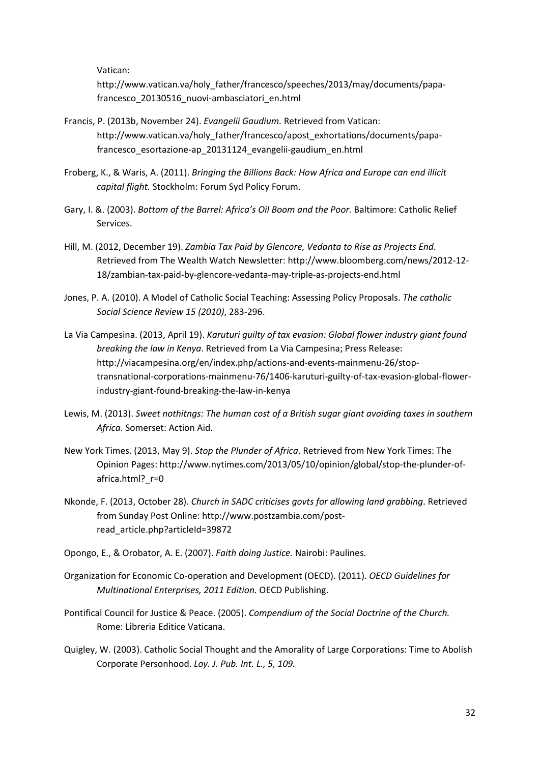Vatican: http://www.vatican.va/holy_father/francesco/speeches/2013/may/documents/papa-francesco_20130516_nuovi-ambasciatori_en.html

Francis, P. (2013b, November 24). *Evangelii Gaudium.* Retrieved from Vatican: http://www.vatican.va/holy_father/francesco/apost_exhortations/documents/papa-francesco_esortazione-ap_20131124_evangelii-gaudium_en.html

Froberg, K., & Waris, A. (2011). *Bringing the Billions Back: How Africa and Europe can end illicit capital flight.* Stockholm: Forum Syd Policy Forum.

Gary, I. &. (2003). *Bottom of the Barrel: Africa's Oil Boom and the Poor.* Baltimore: Catholic Relief Services.

Hill, M. (2012, December 19). *Zambia Tax Paid by Glencore, Vedanta to Rise as Projects End*. Retrieved from The Wealth Watch Newsletter: http://www.bloomberg.com/news/2012-12-18/zambian-tax-paid-by-glencore-vedanta-may-triple-as-projects-end.html

Jones, P. A. (2010). A Model of Catholic Social Teaching: Assessing Policy Proposals. *The catholic Social Science Review 15 (2010)*, 283-296.

La Via Campesina. (2013, April 19). *Karuturi guilty of tax evasion: Global flower industry giant found breaking the law in Kenya*. Retrieved from La Via Campesina; Press Release: http://viacampesina.org/en/index.php/actions-and-events-mainmenu-26/stop-transnational-corporations-mainmenu-76/1406-karuturi-guilty-of-tax-evasion-global-flower-industry-giant-found-breaking-the-law-in-kenya

Lewis, M. (2013). *Sweet nothitngs: The human cost of a British sugar giant avoiding taxes in southern Africa.* Somerset: Action Aid.

New York Times. (2013, May 9). *Stop the Plunder of Africa*. Retrieved from New York Times: The Opinion Pages: http://www.nytimes.com/2013/05/10/opinion/global/stop-the-plunder-of-africa.html?_r=0

Nkonde, F. (2013, October 28). *Church in SADC criticises govts for allowing land grabbing*. Retrieved from Sunday Post Online: http://www.postzambia.com/post-read_article.php?articleId=39872

Opongo, E., & Orobator, A. E. (2007). *Faith doing Justice.* Nairobi: Paulines.

Organization for Economic Co-operation and Development (OECD). (2011). *OECD Guidelines for Multinational Enterprises, 2011 Edition.* OECD Publishing.

Pontifical Council for Justice & Peace. (2005). *Compendium of the Social Doctrine of the Church.* Rome: Libreria Editice Vaticana.

Quigley, W. (2003). Catholic Social Thought and the Amorality of Large Corporations: Time to Abolish Corporate Personhood. *Loy. J. Pub. Int. L., 5, 109.*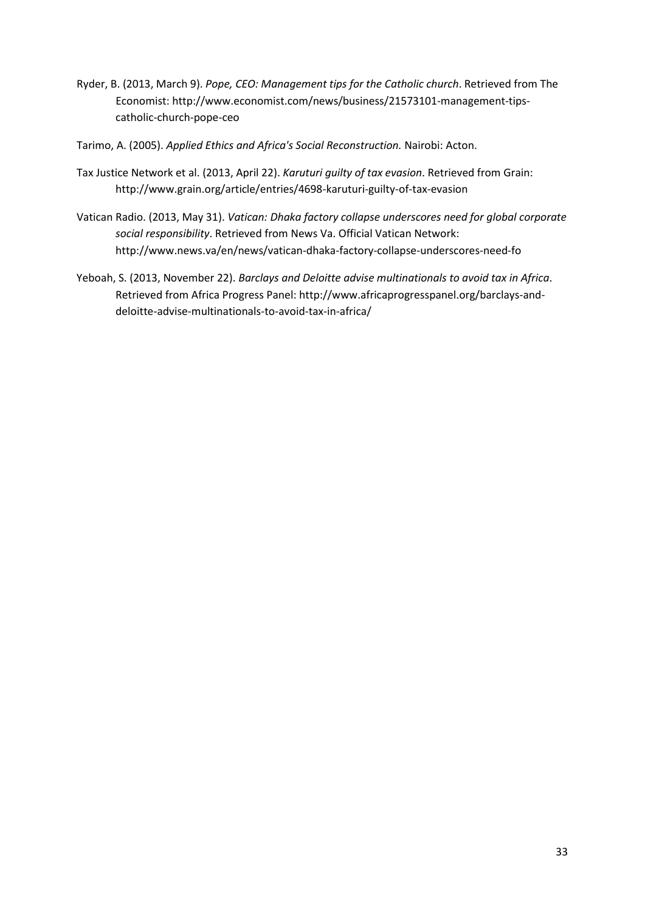Ryder, B. (2013, March 9). *Pope, CEO: Management tips for the Catholic church*. Retrieved from The Economist: http://www.economist.com/news/business/21573101-management-tips-catholic-church-pope-ceo

Tarimo, A. (2005). *Applied Ethics and Africa's Social Reconstruction.* Nairobi: Acton.

Tax Justice Network et al. (2013, April 22). *Karuturi guilty of tax evasion*. Retrieved from Grain: http://www.grain.org/article/entries/4698-karuturi-guilty-of-tax-evasion

Vatican Radio. (2013, May 31). *Vatican: Dhaka factory collapse underscores need for global corporate social responsibility*. Retrieved from News Va. Official Vatican Network: http://www.news.va/en/news/vatican-dhaka-factory-collapse-underscores-need-fo

Yeboah, S. (2013, November 22). *Barclays and Deloitte advise multinationals to avoid tax in Africa*. Retrieved from Africa Progress Panel: http://www.africaprogresspanel.org/barclays-and-deloitte-advise-multinationals-to-avoid-tax-in-africa/